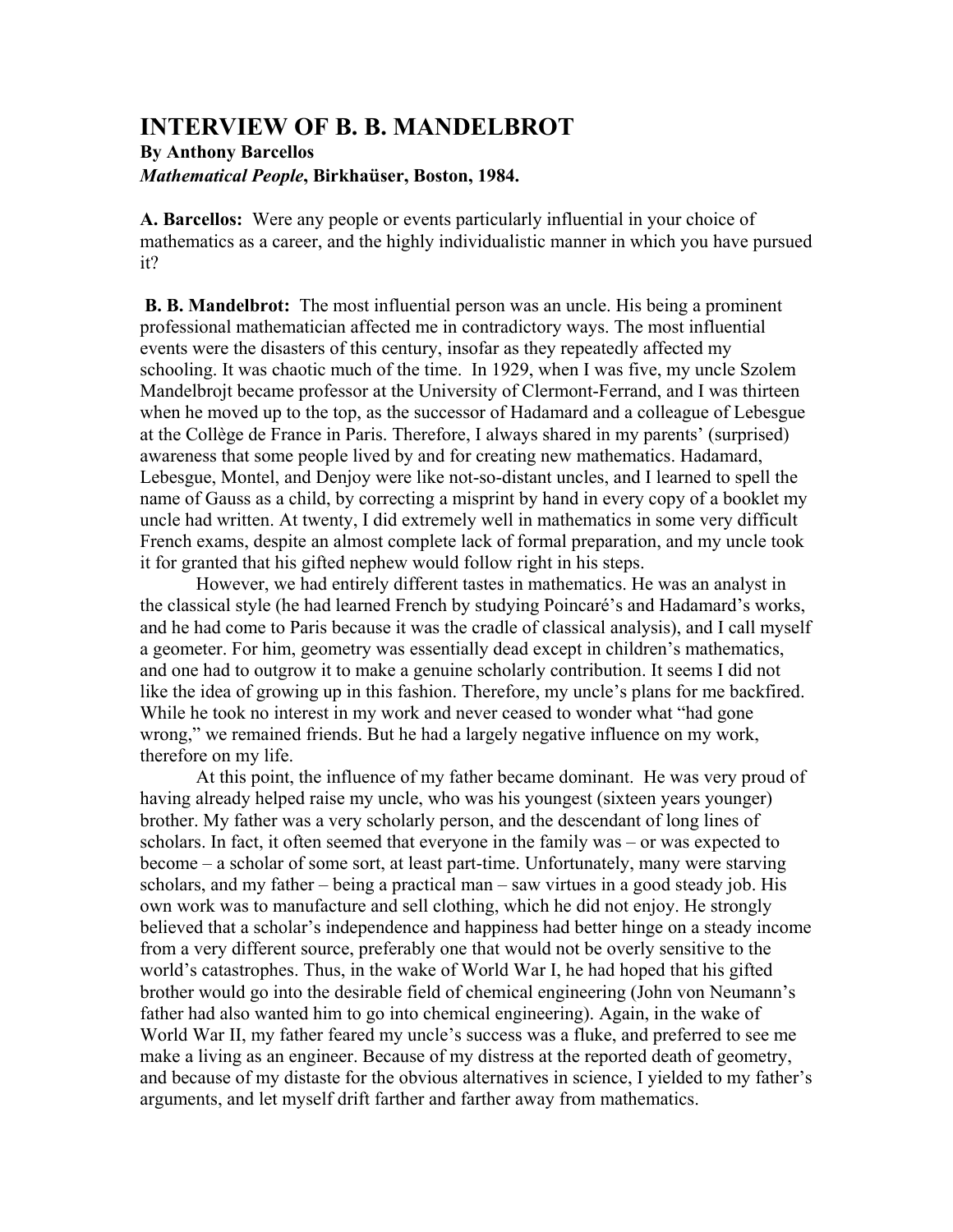# INTERVIEW OF B. B. MANDELBROT

**By Anthony Barcellos**
***Mathematical People*, Birkhaüser, Boston, 1984.**

**A. Barcellos:** Were any people or events particularly influential in your choice of mathematics as a career, and the highly individualistic manner in which you have pursued it?

**B. B. Mandelbrot:** The most influential person was an uncle. His being a prominent professional mathematician affected me in contradictory ways. The most influential events were the disasters of this century, insofar as they repeatedly affected my schooling. It was chaotic much of the time. In 1929, when I was five, my uncle Szolem Mandelbrojt became professor at the University of Clermont-Ferrand, and I was thirteen when he moved up to the top, as the successor of Hadamard and a colleague of Lebesgue at the Collège de France in Paris. Therefore, I always shared in my parents' (surprised) awareness that some people lived by and for creating new mathematics. Hadamard, Lebesgue, Montel, and Denjoy were like not-so-distant uncles, and I learned to spell the name of Gauss as a child, by correcting a misprint by hand in every copy of a booklet my uncle had written. At twenty, I did extremely well in mathematics in some very difficult French exams, despite an almost complete lack of formal preparation, and my uncle took it for granted that his gifted nephew would follow right in his steps.

However, we had entirely different tastes in mathematics. He was an analyst in the classical style (he had learned French by studying Poincaré's and Hadamard's works, and he had come to Paris because it was the cradle of classical analysis), and I call myself a geometer. For him, geometry was essentially dead except in children's mathematics, and one had to outgrow it to make a genuine scholarly contribution. It seems I did not like the idea of growing up in this fashion. Therefore, my uncle's plans for me backfired. While he took no interest in my work and never ceased to wonder what "had gone wrong," we remained friends. But he had a largely negative influence on my work, therefore on my life.

At this point, the influence of my father became dominant. He was very proud of having already helped raise my uncle, who was his youngest (sixteen years younger) brother. My father was a very scholarly person, and the descendant of long lines of scholars. In fact, it often seemed that everyone in the family was – or was expected to become – a scholar of some sort, at least part-time. Unfortunately, many were starving scholars, and my father – being a practical man – saw virtues in a good steady job. His own work was to manufacture and sell clothing, which he did not enjoy. He strongly believed that a scholar's independence and happiness had better hinge on a steady income from a very different source, preferably one that would not be overly sensitive to the world's catastrophes. Thus, in the wake of World War I, he had hoped that his gifted brother would go into the desirable field of chemical engineering (John von Neumann's father had also wanted him to go into chemical engineering). Again, in the wake of World War II, my father feared my uncle's success was a fluke, and preferred to see me make a living as an engineer. Because of my distress at the reported death of geometry, and because of my distaste for the obvious alternatives in science, I yielded to my father's arguments, and let myself drift farther and farther away from mathematics.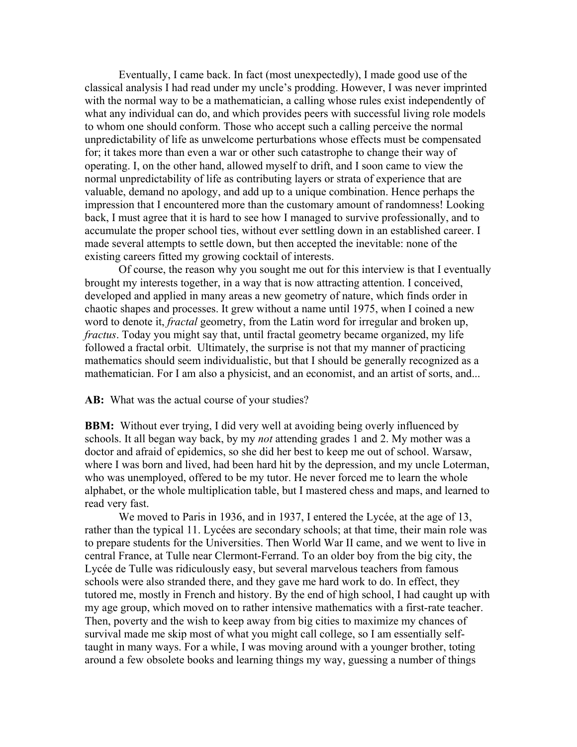Eventually, I came back. In fact (most unexpectedly), I made good use of the classical analysis I had read under my uncle's prodding. However, I was never imprinted with the normal way to be a mathematician, a calling whose rules exist independently of what any individual can do, and which provides peers with successful living role models to whom one should conform. Those who accept such a calling perceive the normal unpredictability of life as unwelcome perturbations whose effects must be compensated for; it takes more than even a war or other such catastrophe to change their way of operating. I, on the other hand, allowed myself to drift, and I soon came to view the normal unpredictability of life as contributing layers or strata of experience that are valuable, demand no apology, and add up to a unique combination. Hence perhaps the impression that I encountered more than the customary amount of randomness! Looking back, I must agree that it is hard to see how I managed to survive professionally, and to accumulate the proper school ties, without ever settling down in an established career. I made several attempts to settle down, but then accepted the inevitable: none of the existing careers fitted my growing cocktail of interests.

Of course, the reason why you sought me out for this interview is that I eventually brought my interests together, in a way that is now attracting attention. I conceived, developed and applied in many areas a new geometry of nature, which finds order in chaotic shapes and processes. It grew without a name until 1975, when I coined a new word to denote it, *fractal* geometry, from the Latin word for irregular and broken up, *fractus*. Today you might say that, until fractal geometry became organized, my life followed a fractal orbit. Ultimately, the surprise is not that my manner of practicing mathematics should seem individualistic, but that I should be generally recognized as a mathematician. For I am also a physicist, and an economist, and an artist of sorts, and...

**AB:** What was the actual course of your studies?

**BBM:** Without ever trying, I did very well at avoiding being overly influenced by schools. It all began way back, by my *not* attending grades 1 and 2. My mother was a doctor and afraid of epidemics, so she did her best to keep me out of school. Warsaw, where I was born and lived, had been hard hit by the depression, and my uncle Loterman, who was unemployed, offered to be my tutor. He never forced me to learn the whole alphabet, or the whole multiplication table, but I mastered chess and maps, and learned to read very fast.

We moved to Paris in 1936, and in 1937, I entered the Lycée, at the age of 13, rather than the typical 11. Lycées are secondary schools; at that time, their main role was to prepare students for the Universities. Then World War II came, and we went to live in central France, at Tulle near Clermont-Ferrand. To an older boy from the big city, the Lycée de Tulle was ridiculously easy, but several marvelous teachers from famous schools were also stranded there, and they gave me hard work to do. In effect, they tutored me, mostly in French and history. By the end of high school, I had caught up with my age group, which moved on to rather intensive mathematics with a first-rate teacher. Then, poverty and the wish to keep away from big cities to maximize my chances of survival made me skip most of what you might call college, so I am essentially self-taught in many ways. For a while, I was moving around with a younger brother, toting around a few obsolete books and learning things my way, guessing a number of things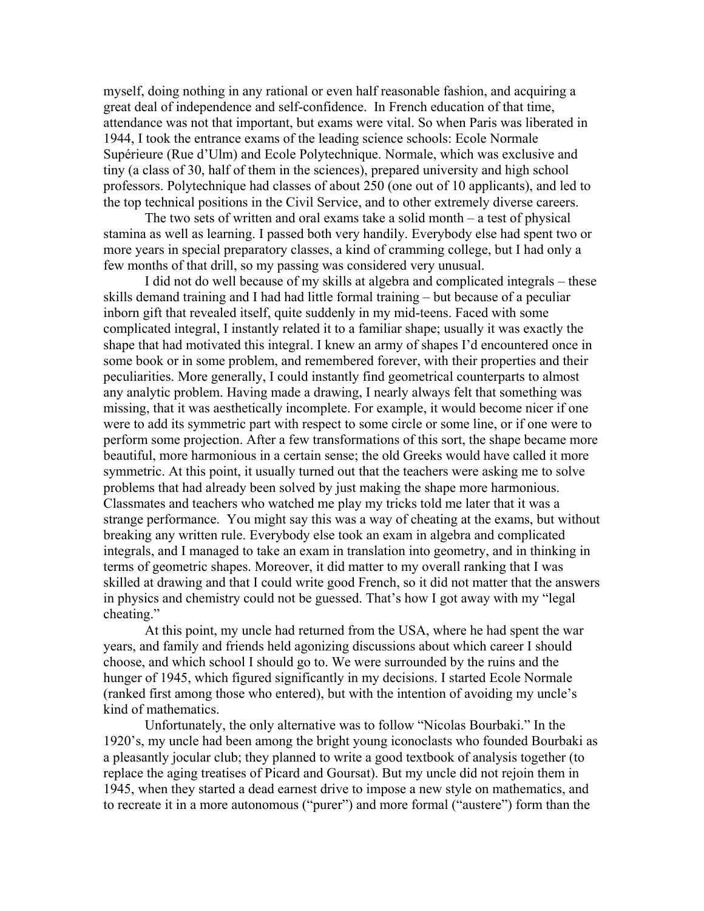myself, doing nothing in any rational or even half reasonable fashion, and acquiring a great deal of independence and self-confidence. In French education of that time, attendance was not that important, but exams were vital. So when Paris was liberated in 1944, I took the entrance exams of the leading science schools: Ecole Normale Supérieure (Rue d'Ulm) and Ecole Polytechnique. Normale, which was exclusive and tiny (a class of 30, half of them in the sciences), prepared university and high school professors. Polytechnique had classes of about 250 (one out of 10 applicants), and led to the top technical positions in the Civil Service, and to other extremely diverse careers.

The two sets of written and oral exams take a solid month – a test of physical stamina as well as learning. I passed both very handily. Everybody else had spent two or more years in special preparatory classes, a kind of cramming college, but I had only a few months of that drill, so my passing was considered very unusual.

I did not do well because of my skills at algebra and complicated integrals – these skills demand training and I had had little formal training – but because of a peculiar inborn gift that revealed itself, quite suddenly in my mid-teens. Faced with some complicated integral, I instantly related it to a familiar shape; usually it was exactly the shape that had motivated this integral. I knew an army of shapes I'd encountered once in some book or in some problem, and remembered forever, with their properties and their peculiarities. More generally, I could instantly find geometrical counterparts to almost any analytic problem. Having made a drawing, I nearly always felt that something was missing, that it was aesthetically incomplete. For example, it would become nicer if one were to add its symmetric part with respect to some circle or some line, or if one were to perform some projection. After a few transformations of this sort, the shape became more beautiful, more harmonious in a certain sense; the old Greeks would have called it more symmetric. At this point, it usually turned out that the teachers were asking me to solve problems that had already been solved by just making the shape more harmonious. Classmates and teachers who watched me play my tricks told me later that it was a strange performance. You might say this was a way of cheating at the exams, but without breaking any written rule. Everybody else took an exam in algebra and complicated integrals, and I managed to take an exam in translation into geometry, and in thinking in terms of geometric shapes. Moreover, it did matter to my overall ranking that I was skilled at drawing and that I could write good French, so it did not matter that the answers in physics and chemistry could not be guessed. That's how I got away with my "legal cheating."

At this point, my uncle had returned from the USA, where he had spent the war years, and family and friends held agonizing discussions about which career I should choose, and which school I should go to. We were surrounded by the ruins and the hunger of 1945, which figured significantly in my decisions. I started Ecole Normale (ranked first among those who entered), but with the intention of avoiding my uncle's kind of mathematics.

Unfortunately, the only alternative was to follow "Nicolas Bourbaki." In the 1920's, my uncle had been among the bright young iconoclasts who founded Bourbaki as a pleasantly jocular club; they planned to write a good textbook of analysis together (to replace the aging treatises of Picard and Goursat). But my uncle did not rejoin them in 1945, when they started a dead earnest drive to impose a new style on mathematics, and to recreate it in a more autonomous ("purer") and more formal ("austere") form than the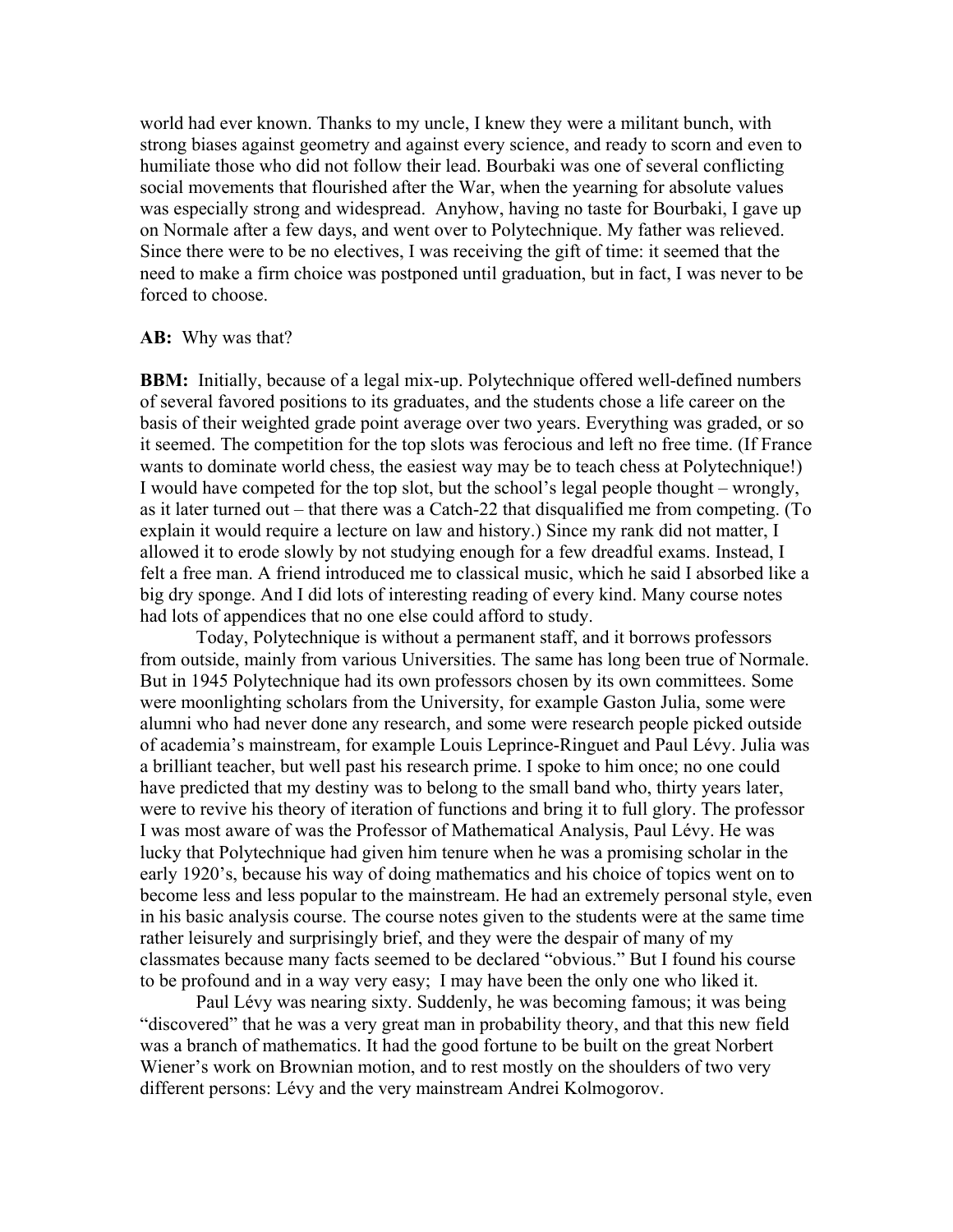world had ever known. Thanks to my uncle, I knew they were a militant bunch, with strong biases against geometry and against every science, and ready to scorn and even to humiliate those who did not follow their lead. Bourbaki was one of several conflicting social movements that flourished after the War, when the yearning for absolute values was especially strong and widespread. Anyhow, having no taste for Bourbaki, I gave up on Normale after a few days, and went over to Polytechnique. My father was relieved. Since there were to be no electives, I was receiving the gift of time: it seemed that the need to make a firm choice was postponed until graduation, but in fact, I was never to be forced to choose.

**AB:** Why was that?

**BBM:** Initially, because of a legal mix-up. Polytechnique offered well-defined numbers of several favored positions to its graduates, and the students chose a life career on the basis of their weighted grade point average over two years. Everything was graded, or so it seemed. The competition for the top slots was ferocious and left no free time. (If France wants to dominate world chess, the easiest way may be to teach chess at Polytechnique!) I would have competed for the top slot, but the school's legal people thought – wrongly, as it later turned out – that there was a Catch-22 that disqualified me from competing. (To explain it would require a lecture on law and history.) Since my rank did not matter, I allowed it to erode slowly by not studying enough for a few dreadful exams. Instead, I felt a free man. A friend introduced me to classical music, which he said I absorbed like a big dry sponge. And I did lots of interesting reading of every kind. Many course notes had lots of appendices that no one else could afford to study.

Today, Polytechnique is without a permanent staff, and it borrows professors from outside, mainly from various Universities. The same has long been true of Normale. But in 1945 Polytechnique had its own professors chosen by its own committees. Some were moonlighting scholars from the University, for example Gaston Julia, some were alumni who had never done any research, and some were research people picked outside of academia's mainstream, for example Louis Leprince-Ringuet and Paul Lévy. Julia was a brilliant teacher, but well past his research prime. I spoke to him once; no one could have predicted that my destiny was to belong to the small band who, thirty years later, were to revive his theory of iteration of functions and bring it to full glory. The professor I was most aware of was the Professor of Mathematical Analysis, Paul Lévy. He was lucky that Polytechnique had given him tenure when he was a promising scholar in the early 1920's, because his way of doing mathematics and his choice of topics went on to become less and less popular to the mainstream. He had an extremely personal style, even in his basic analysis course. The course notes given to the students were at the same time rather leisurely and surprisingly brief, and they were the despair of many of my classmates because many facts seemed to be declared "obvious." But I found his course to be profound and in a way very easy; I may have been the only one who liked it.

Paul Lévy was nearing sixty. Suddenly, he was becoming famous; it was being "discovered" that he was a very great man in probability theory, and that this new field was a branch of mathematics. It had the good fortune to be built on the great Norbert Wiener's work on Brownian motion, and to rest mostly on the shoulders of two very different persons: Lévy and the very mainstream Andrei Kolmogorov.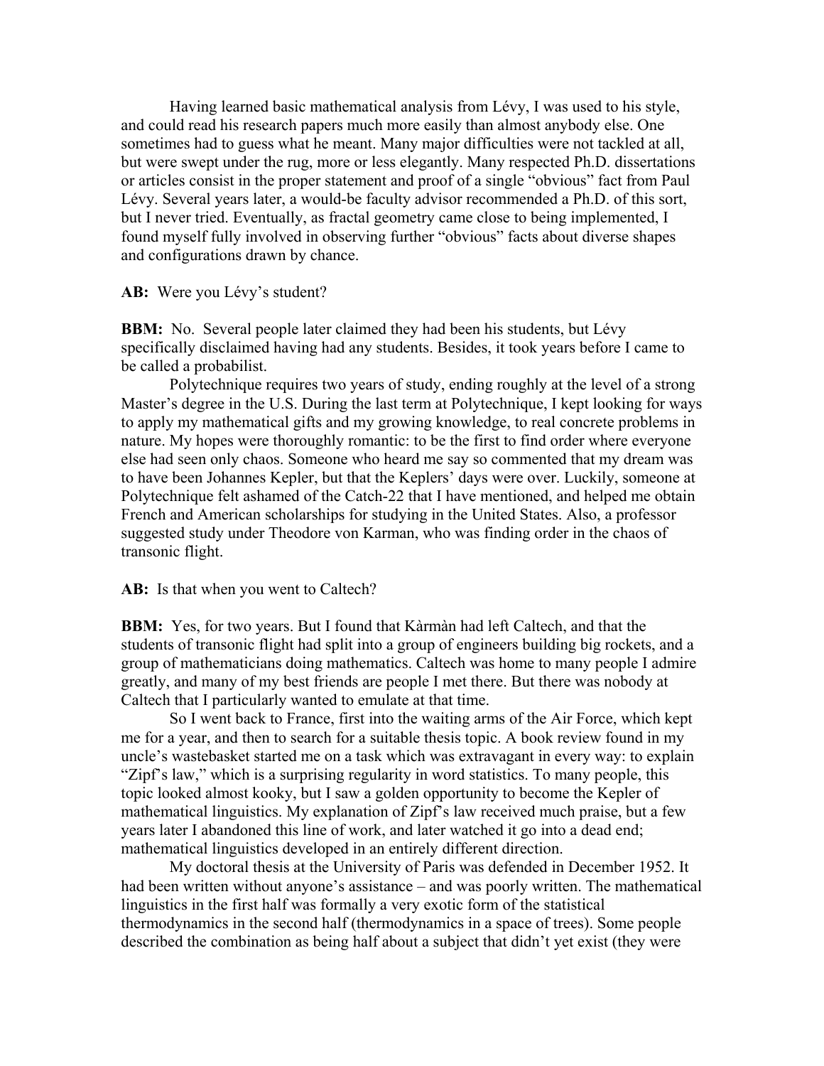Having learned basic mathematical analysis from Lévy, I was used to his style, and could read his research papers much more easily than almost anybody else. One sometimes had to guess what he meant. Many major difficulties were not tackled at all, but were swept under the rug, more or less elegantly. Many respected Ph.D. dissertations or articles consist in the proper statement and proof of a single "obvious" fact from Paul Lévy. Several years later, a would-be faculty advisor recommended a Ph.D. of this sort, but I never tried. Eventually, as fractal geometry came close to being implemented, I found myself fully involved in observing further "obvious" facts about diverse shapes and configurations drawn by chance.

**AB:** Were you Lévy's student?

**BBM:** No. Several people later claimed they had been his students, but Lévy specifically disclaimed having had any students. Besides, it took years before I came to be called a probabilist.

Polytechnique requires two years of study, ending roughly at the level of a strong Master's degree in the U.S. During the last term at Polytechnique, I kept looking for ways to apply my mathematical gifts and my growing knowledge, to real concrete problems in nature. My hopes were thoroughly romantic: to be the first to find order where everyone else had seen only chaos. Someone who heard me say so commented that my dream was to have been Johannes Kepler, but that the Keplers' days were over. Luckily, someone at Polytechnique felt ashamed of the Catch-22 that I have mentioned, and helped me obtain French and American scholarships for studying in the United States. Also, a professor suggested study under Theodore von Karman, who was finding order in the chaos of transonic flight.

**AB:** Is that when you went to Caltech?

**BBM:** Yes, for two years. But I found that Kàrmàn had left Caltech, and that the students of transonic flight had split into a group of engineers building big rockets, and a group of mathematicians doing mathematics. Caltech was home to many people I admire greatly, and many of my best friends are people I met there. But there was nobody at Caltech that I particularly wanted to emulate at that time.

So I went back to France, first into the waiting arms of the Air Force, which kept me for a year, and then to search for a suitable thesis topic. A book review found in my uncle's wastebasket started me on a task which was extravagant in every way: to explain "Zipf's law," which is a surprising regularity in word statistics. To many people, this topic looked almost kooky, but I saw a golden opportunity to become the Kepler of mathematical linguistics. My explanation of Zipf's law received much praise, but a few years later I abandoned this line of work, and later watched it go into a dead end; mathematical linguistics developed in an entirely different direction.

My doctoral thesis at the University of Paris was defended in December 1952. It had been written without anyone's assistance – and was poorly written. The mathematical linguistics in the first half was formally a very exotic form of the statistical thermodynamics in the second half (thermodynamics in a space of trees). Some people described the combination as being half about a subject that didn't yet exist (they were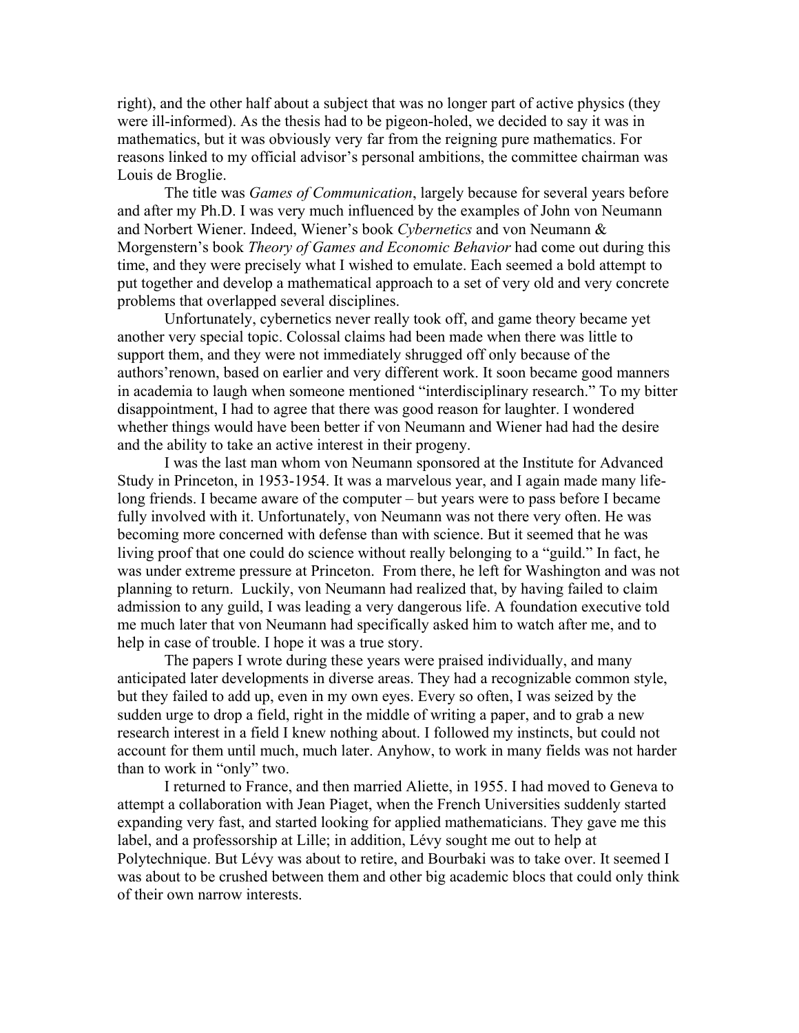right), and the other half about a subject that was no longer part of active physics (they were ill-informed). As the thesis had to be pigeon-holed, we decided to say it was in mathematics, but it was obviously very far from the reigning pure mathematics. For reasons linked to my official advisor's personal ambitions, the committee chairman was Louis de Broglie.

The title was *Games of Communication*, largely because for several years before and after my Ph.D. I was very much influenced by the examples of John von Neumann and Norbert Wiener. Indeed, Wiener's book *Cybernetics* and von Neumann & Morgenstern's book *Theory of Games and Economic Behavior* had come out during this time, and they were precisely what I wished to emulate. Each seemed a bold attempt to put together and develop a mathematical approach to a set of very old and very concrete problems that overlapped several disciplines.

Unfortunately, cybernetics never really took off, and game theory became yet another very special topic. Colossal claims had been made when there was little to support them, and they were not immediately shrugged off only because of the authors'renown, based on earlier and very different work. It soon became good manners in academia to laugh when someone mentioned "interdisciplinary research." To my bitter disappointment, I had to agree that there was good reason for laughter. I wondered whether things would have been better if von Neumann and Wiener had had the desire and the ability to take an active interest in their progeny.

I was the last man whom von Neumann sponsored at the Institute for Advanced Study in Princeton, in 1953-1954. It was a marvelous year, and I again made many life-long friends. I became aware of the computer – but years were to pass before I became fully involved with it. Unfortunately, von Neumann was not there very often. He was becoming more concerned with defense than with science. But it seemed that he was living proof that one could do science without really belonging to a "guild." In fact, he was under extreme pressure at Princeton. From there, he left for Washington and was not planning to return. Luckily, von Neumann had realized that, by having failed to claim admission to any guild, I was leading a very dangerous life. A foundation executive told me much later that von Neumann had specifically asked him to watch after me, and to help in case of trouble. I hope it was a true story.

The papers I wrote during these years were praised individually, and many anticipated later developments in diverse areas. They had a recognizable common style, but they failed to add up, even in my own eyes. Every so often, I was seized by the sudden urge to drop a field, right in the middle of writing a paper, and to grab a new research interest in a field I knew nothing about. I followed my instincts, but could not account for them until much, much later. Anyhow, to work in many fields was not harder than to work in "only" two.

I returned to France, and then married Aliette, in 1955. I had moved to Geneva to attempt a collaboration with Jean Piaget, when the French Universities suddenly started expanding very fast, and started looking for applied mathematicians. They gave me this label, and a professorship at Lille; in addition, Lévy sought me out to help at Polytechnique. But Lévy was about to retire, and Bourbaki was to take over. It seemed I was about to be crushed between them and other big academic blocs that could only think of their own narrow interests.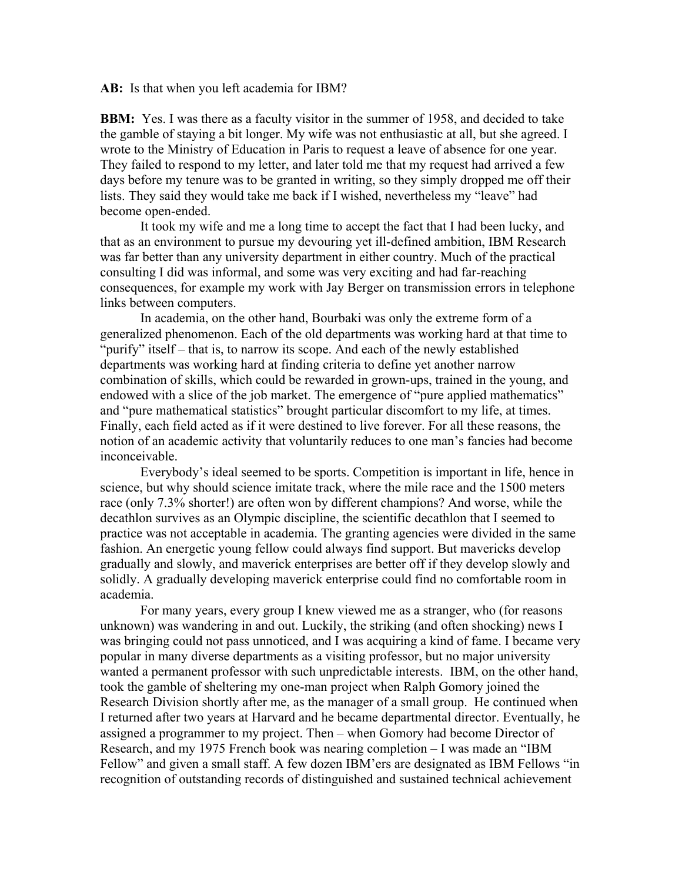**AB:** Is that when you left academia for IBM?

**BBM:** Yes. I was there as a faculty visitor in the summer of 1958, and decided to take the gamble of staying a bit longer. My wife was not enthusiastic at all, but she agreed. I wrote to the Ministry of Education in Paris to request a leave of absence for one year. They failed to respond to my letter, and later told me that my request had arrived a few days before my tenure was to be granted in writing, so they simply dropped me off their lists. They said they would take me back if I wished, nevertheless my "leave" had become open-ended.

It took my wife and me a long time to accept the fact that I had been lucky, and that as an environment to pursue my devouring yet ill-defined ambition, IBM Research was far better than any university department in either country. Much of the practical consulting I did was informal, and some was very exciting and had far-reaching consequences, for example my work with Jay Berger on transmission errors in telephone links between computers.

In academia, on the other hand, Bourbaki was only the extreme form of a generalized phenomenon. Each of the old departments was working hard at that time to "purify" itself – that is, to narrow its scope. And each of the newly established departments was working hard at finding criteria to define yet another narrow combination of skills, which could be rewarded in grown-ups, trained in the young, and endowed with a slice of the job market. The emergence of "pure applied mathematics" and "pure mathematical statistics" brought particular discomfort to my life, at times. Finally, each field acted as if it were destined to live forever. For all these reasons, the notion of an academic activity that voluntarily reduces to one man's fancies had become inconceivable.

Everybody's ideal seemed to be sports. Competition is important in life, hence in science, but why should science imitate track, where the mile race and the 1500 meters race (only 7.3% shorter!) are often won by different champions? And worse, while the decathlon survives as an Olympic discipline, the scientific decathlon that I seemed to practice was not acceptable in academia. The granting agencies were divided in the same fashion. An energetic young fellow could always find support. But mavericks develop gradually and slowly, and maverick enterprises are better off if they develop slowly and solidly. A gradually developing maverick enterprise could find no comfortable room in academia.

For many years, every group I knew viewed me as a stranger, who (for reasons unknown) was wandering in and out. Luckily, the striking (and often shocking) news I was bringing could not pass unnoticed, and I was acquiring a kind of fame. I became very popular in many diverse departments as a visiting professor, but no major university wanted a permanent professor with such unpredictable interests. IBM, on the other hand, took the gamble of sheltering my one-man project when Ralph Gomory joined the Research Division shortly after me, as the manager of a small group. He continued when I returned after two years at Harvard and he became departmental director. Eventually, he assigned a programmer to my project. Then – when Gomory had become Director of Research, and my 1975 French book was nearing completion – I was made an "IBM Fellow" and given a small staff. A few dozen IBM'ers are designated as IBM Fellows "in recognition of outstanding records of distinguished and sustained technical achievement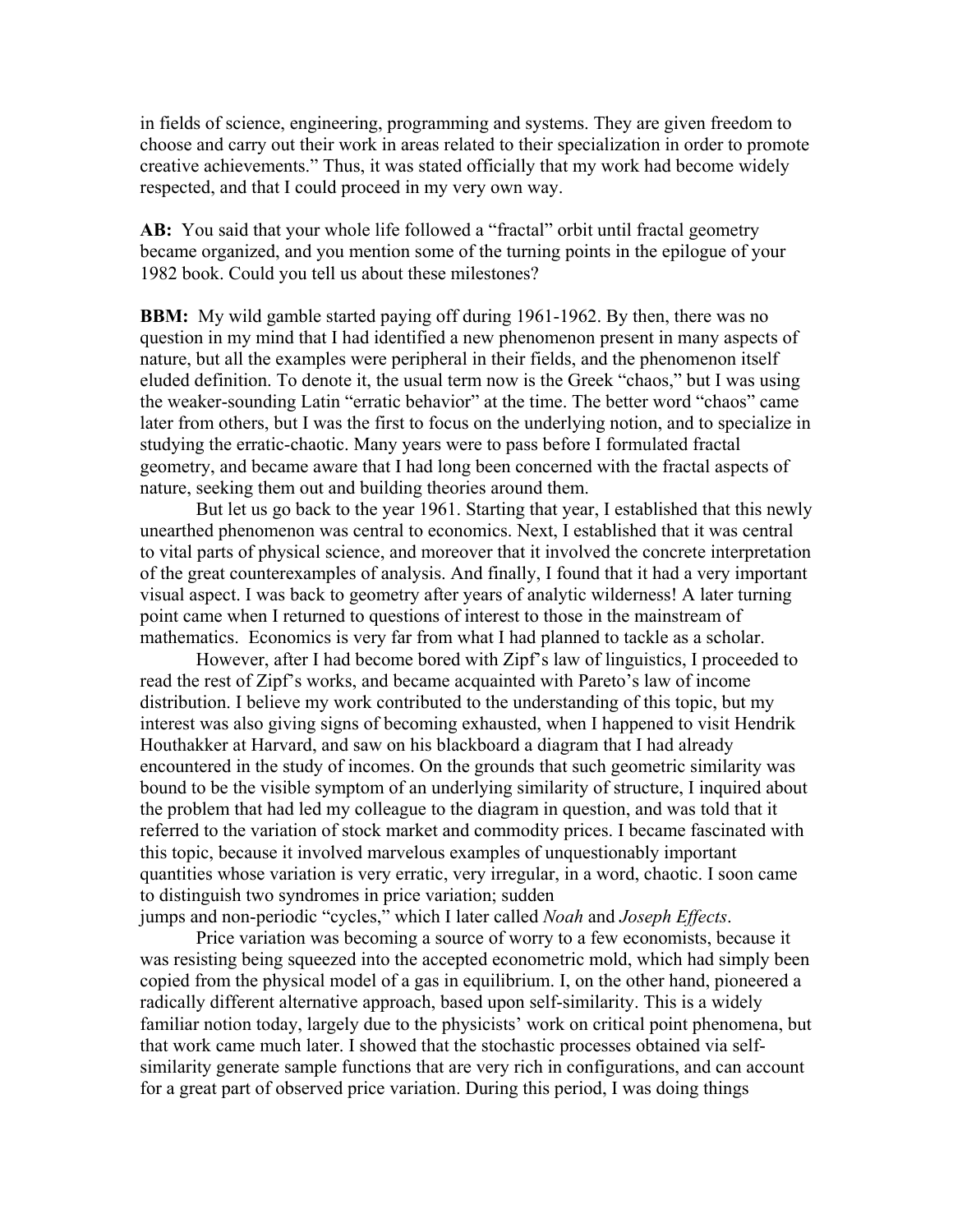in fields of science, engineering, programming and systems. They are given freedom to choose and carry out their work in areas related to their specialization in order to promote creative achievements." Thus, it was stated officially that my work had become widely respected, and that I could proceed in my very own way.

**AB:** You said that your whole life followed a "fractal" orbit until fractal geometry became organized, and you mention some of the turning points in the epilogue of your 1982 book. Could you tell us about these milestones?

**BBM:** My wild gamble started paying off during 1961-1962. By then, there was no question in my mind that I had identified a new phenomenon present in many aspects of nature, but all the examples were peripheral in their fields, and the phenomenon itself eluded definition. To denote it, the usual term now is the Greek "chaos," but I was using the weaker-sounding Latin "erratic behavior" at the time. The better word "chaos" came later from others, but I was the first to focus on the underlying notion, and to specialize in studying the erratic-chaotic. Many years were to pass before I formulated fractal geometry, and became aware that I had long been concerned with the fractal aspects of nature, seeking them out and building theories around them.

But let us go back to the year 1961. Starting that year, I established that this newly unearthed phenomenon was central to economics. Next, I established that it was central to vital parts of physical science, and moreover that it involved the concrete interpretation of the great counterexamples of analysis. And finally, I found that it had a very important visual aspect. I was back to geometry after years of analytic wilderness! A later turning point came when I returned to questions of interest to those in the mainstream of mathematics. Economics is very far from what I had planned to tackle as a scholar.

However, after I had become bored with Zipf's law of linguistics, I proceeded to read the rest of Zipf's works, and became acquainted with Pareto's law of income distribution. I believe my work contributed to the understanding of this topic, but my interest was also giving signs of becoming exhausted, when I happened to visit Hendrik Houthakker at Harvard, and saw on his blackboard a diagram that I had already encountered in the study of incomes. On the grounds that such geometric similarity was bound to be the visible symptom of an underlying similarity of structure, I inquired about the problem that had led my colleague to the diagram in question, and was told that it referred to the variation of stock market and commodity prices. I became fascinated with this topic, because it involved marvelous examples of unquestionably important quantities whose variation is very erratic, very irregular, in a word, chaotic. I soon came to distinguish two syndromes in price variation; sudden jumps and non-periodic "cycles," which I later called *Noah* and *Joseph Effects*.

Price variation was becoming a source of worry to a few economists, because it was resisting being squeezed into the accepted econometric mold, which had simply been copied from the physical model of a gas in equilibrium. I, on the other hand, pioneered a radically different alternative approach, based upon self-similarity. This is a widely familiar notion today, largely due to the physicists' work on critical point phenomena, but that work came much later. I showed that the stochastic processes obtained via self-similarity generate sample functions that are very rich in configurations, and can account for a great part of observed price variation. During this period, I was doing things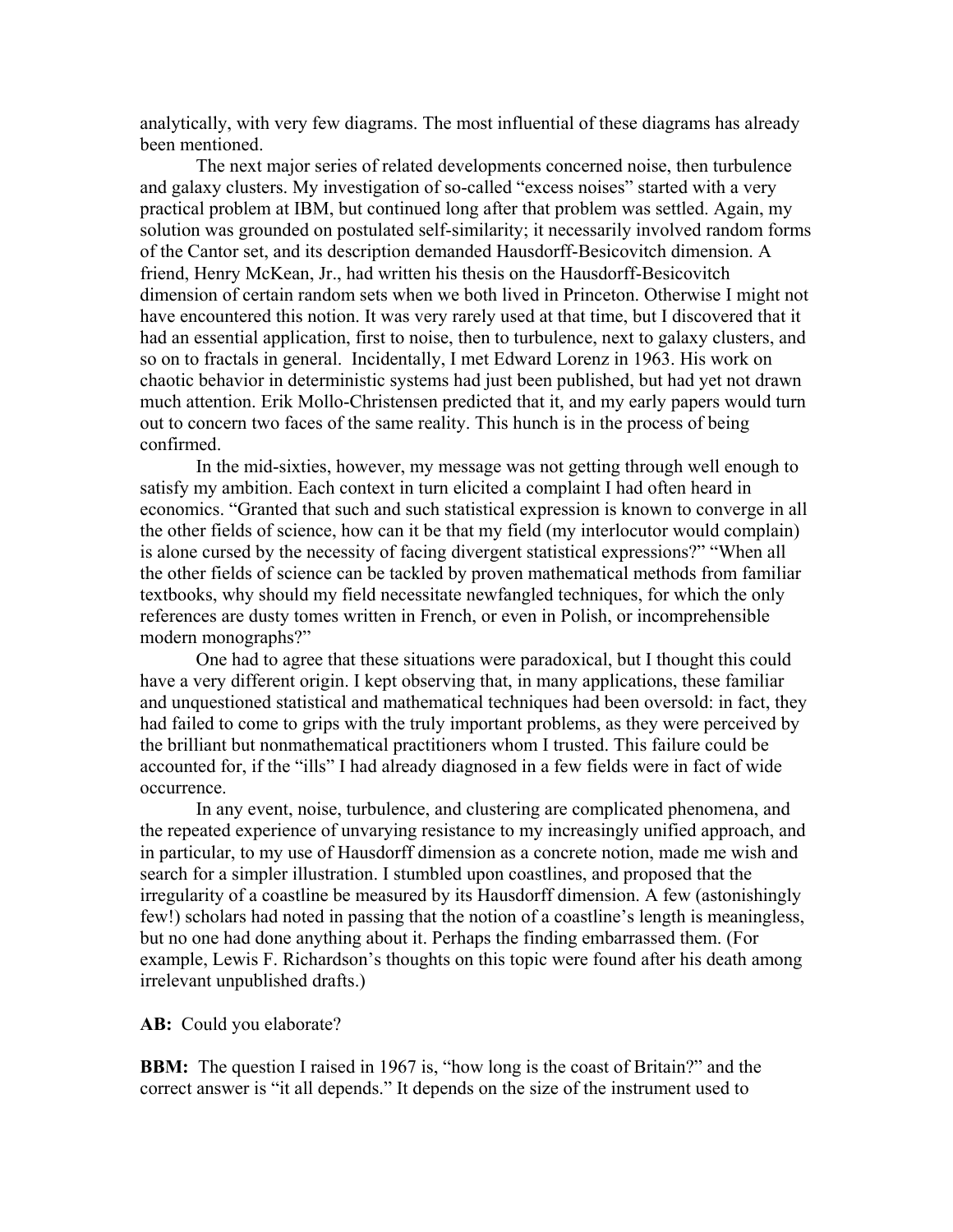analytically, with very few diagrams. The most influential of these diagrams has already been mentioned.

The next major series of related developments concerned noise, then turbulence and galaxy clusters. My investigation of so-called "excess noises" started with a very practical problem at IBM, but continued long after that problem was settled. Again, my solution was grounded on postulated self-similarity; it necessarily involved random forms of the Cantor set, and its description demanded Hausdorff-Besicovitch dimension. A friend, Henry McKean, Jr., had written his thesis on the Hausdorff-Besicovitch dimension of certain random sets when we both lived in Princeton. Otherwise I might not have encountered this notion. It was very rarely used at that time, but I discovered that it had an essential application, first to noise, then to turbulence, next to galaxy clusters, and so on to fractals in general. Incidentally, I met Edward Lorenz in 1963. His work on chaotic behavior in deterministic systems had just been published, but had yet not drawn much attention. Erik Mollo-Christensen predicted that it, and my early papers would turn out to concern two faces of the same reality. This hunch is in the process of being confirmed.

In the mid-sixties, however, my message was not getting through well enough to satisfy my ambition. Each context in turn elicited a complaint I had often heard in economics. "Granted that such and such statistical expression is known to converge in all the other fields of science, how can it be that my field (my interlocutor would complain) is alone cursed by the necessity of facing divergent statistical expressions?" "When all the other fields of science can be tackled by proven mathematical methods from familiar textbooks, why should my field necessitate newfangled techniques, for which the only references are dusty tomes written in French, or even in Polish, or incomprehensible modern monographs?"

One had to agree that these situations were paradoxical, but I thought this could have a very different origin. I kept observing that, in many applications, these familiar and unquestioned statistical and mathematical techniques had been oversold: in fact, they had failed to come to grips with the truly important problems, as they were perceived by the brilliant but nonmathematical practitioners whom I trusted. This failure could be accounted for, if the "ills" I had already diagnosed in a few fields were in fact of wide occurrence.

In any event, noise, turbulence, and clustering are complicated phenomena, and the repeated experience of unvarying resistance to my increasingly unified approach, and in particular, to my use of Hausdorff dimension as a concrete notion, made me wish and search for a simpler illustration. I stumbled upon coastlines, and proposed that the irregularity of a coastline be measured by its Hausdorff dimension. A few (astonishingly few!) scholars had noted in passing that the notion of a coastline's length is meaningless, but no one had done anything about it. Perhaps the finding embarrassed them. (For example, Lewis F. Richardson's thoughts on this topic were found after his death among irrelevant unpublished drafts.)

**AB:** Could you elaborate?

**BBM:** The question I raised in 1967 is, "how long is the coast of Britain?" and the correct answer is "it all depends." It depends on the size of the instrument used to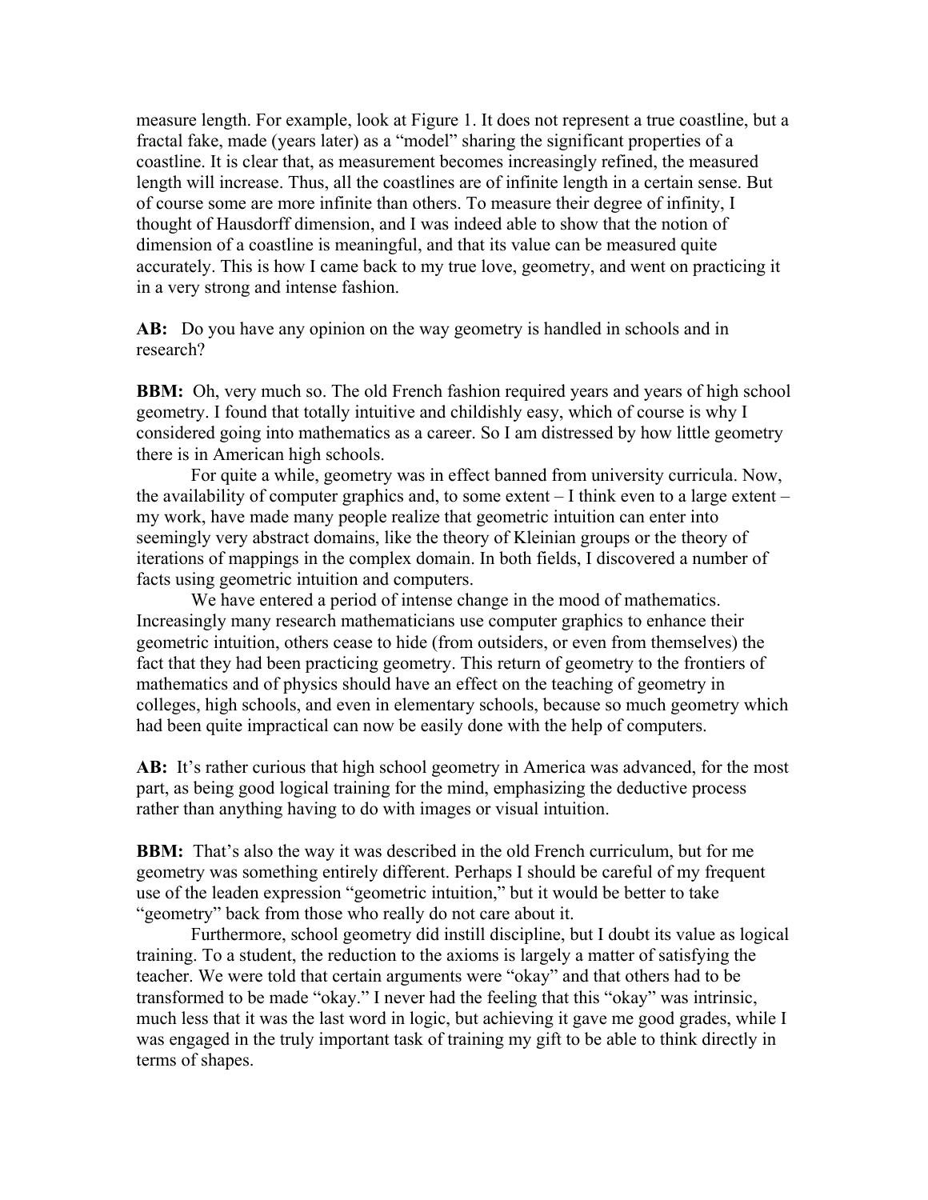measure length. For example, look at Figure 1. It does not represent a true coastline, but a fractal fake, made (years later) as a "model" sharing the significant properties of a coastline. It is clear that, as measurement becomes increasingly refined, the measured length will increase. Thus, all the coastlines are of infinite length in a certain sense. But of course some are more infinite than others. To measure their degree of infinity, I thought of Hausdorff dimension, and I was indeed able to show that the notion of dimension of a coastline is meaningful, and that its value can be measured quite accurately. This is how I came back to my true love, geometry, and went on practicing it in a very strong and intense fashion.

**AB:** Do you have any opinion on the way geometry is handled in schools and in research?

**BBM:** Oh, very much so. The old French fashion required years and years of high school geometry. I found that totally intuitive and childishly easy, which of course is why I considered going into mathematics as a career. So I am distressed by how little geometry there is in American high schools.

For quite a while, geometry was in effect banned from university curricula. Now, the availability of computer graphics and, to some extent – I think even to a large extent – my work, have made many people realize that geometric intuition can enter into seemingly very abstract domains, like the theory of Kleinian groups or the theory of iterations of mappings in the complex domain. In both fields, I discovered a number of facts using geometric intuition and computers.

We have entered a period of intense change in the mood of mathematics. Increasingly many research mathematicians use computer graphics to enhance their geometric intuition, others cease to hide (from outsiders, or even from themselves) the fact that they had been practicing geometry. This return of geometry to the frontiers of mathematics and of physics should have an effect on the teaching of geometry in colleges, high schools, and even in elementary schools, because so much geometry which had been quite impractical can now be easily done with the help of computers.

**AB:** It's rather curious that high school geometry in America was advanced, for the most part, as being good logical training for the mind, emphasizing the deductive process rather than anything having to do with images or visual intuition.

**BBM:** That's also the way it was described in the old French curriculum, but for me geometry was something entirely different. Perhaps I should be careful of my frequent use of the leaden expression "geometric intuition," but it would be better to take "geometry" back from those who really do not care about it.

Furthermore, school geometry did instill discipline, but I doubt its value as logical training. To a student, the reduction to the axioms is largely a matter of satisfying the teacher. We were told that certain arguments were "okay" and that others had to be transformed to be made "okay." I never had the feeling that this "okay" was intrinsic, much less that it was the last word in logic, but achieving it gave me good grades, while I was engaged in the truly important task of training my gift to be able to think directly in terms of shapes.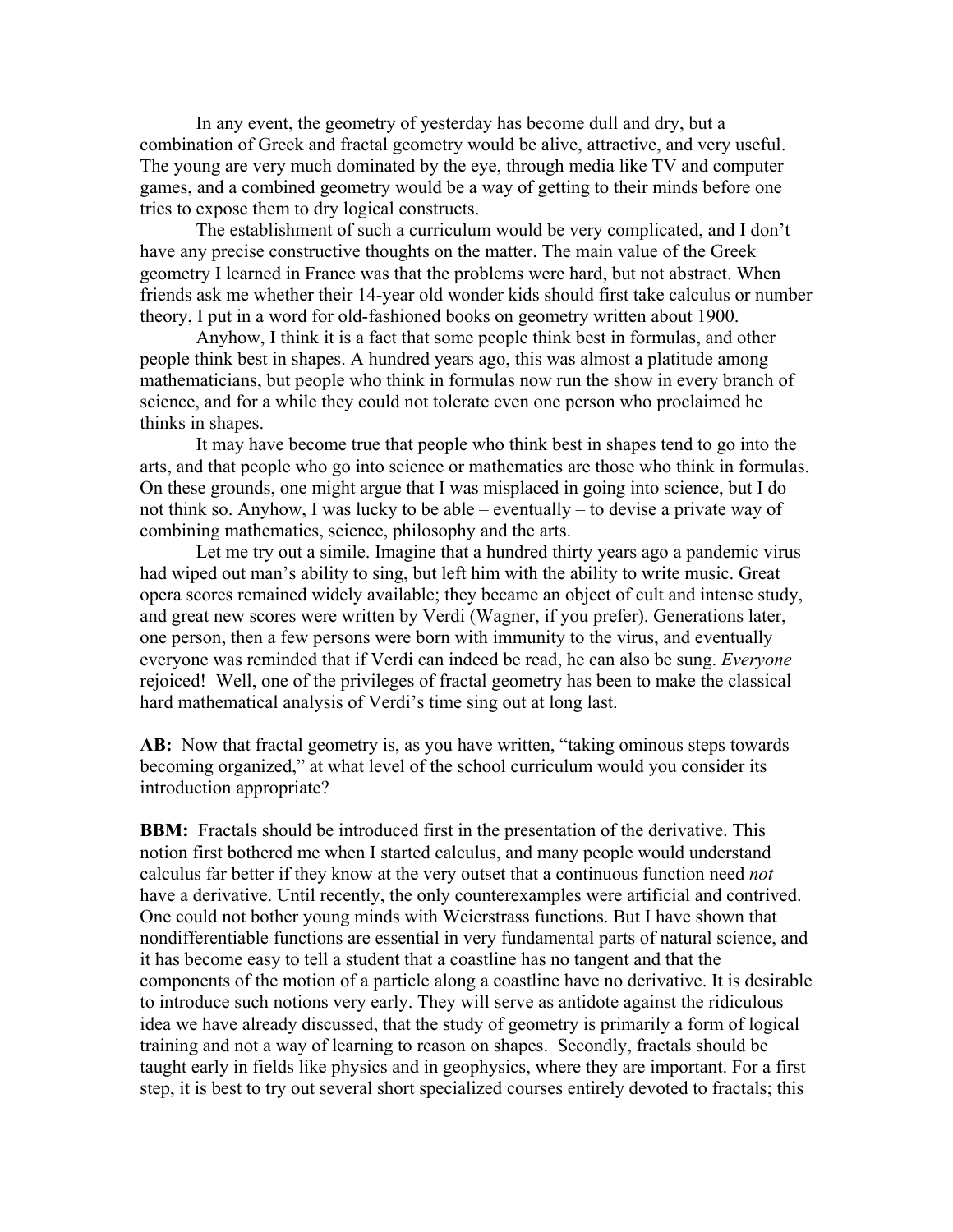In any event, the geometry of yesterday has become dull and dry, but a combination of Greek and fractal geometry would be alive, attractive, and very useful. The young are very much dominated by the eye, through media like TV and computer games, and a combined geometry would be a way of getting to their minds before one tries to expose them to dry logical constructs.

The establishment of such a curriculum would be very complicated, and I don't have any precise constructive thoughts on the matter. The main value of the Greek geometry I learned in France was that the problems were hard, but not abstract. When friends ask me whether their 14-year old wonder kids should first take calculus or number theory, I put in a word for old-fashioned books on geometry written about 1900.

Anyhow, I think it is a fact that some people think best in formulas, and other people think best in shapes. A hundred years ago, this was almost a platitude among mathematicians, but people who think in formulas now run the show in every branch of science, and for a while they could not tolerate even one person who proclaimed he thinks in shapes.

It may have become true that people who think best in shapes tend to go into the arts, and that people who go into science or mathematics are those who think in formulas. On these grounds, one might argue that I was misplaced in going into science, but I do not think so. Anyhow, I was lucky to be able – eventually – to devise a private way of combining mathematics, science, philosophy and the arts.

Let me try out a simile. Imagine that a hundred thirty years ago a pandemic virus had wiped out man's ability to sing, but left him with the ability to write music. Great opera scores remained widely available; they became an object of cult and intense study, and great new scores were written by Verdi (Wagner, if you prefer). Generations later, one person, then a few persons were born with immunity to the virus, and eventually everyone was reminded that if Verdi can indeed be read, he can also be sung. *Everyone* rejoiced! Well, one of the privileges of fractal geometry has been to make the classical hard mathematical analysis of Verdi's time sing out at long last.

**AB:** Now that fractal geometry is, as you have written, "taking ominous steps towards becoming organized," at what level of the school curriculum would you consider its introduction appropriate?

**BBM:** Fractals should be introduced first in the presentation of the derivative. This notion first bothered me when I started calculus, and many people would understand calculus far better if they know at the very outset that a continuous function need *not* have a derivative. Until recently, the only counterexamples were artificial and contrived. One could not bother young minds with Weierstrass functions. But I have shown that nondifferentiable functions are essential in very fundamental parts of natural science, and it has become easy to tell a student that a coastline has no tangent and that the components of the motion of a particle along a coastline have no derivative. It is desirable to introduce such notions very early. They will serve as antidote against the ridiculous idea we have already discussed, that the study of geometry is primarily a form of logical training and not a way of learning to reason on shapes. Secondly, fractals should be taught early in fields like physics and in geophysics, where they are important. For a first step, it is best to try out several short specialized courses entirely devoted to fractals; this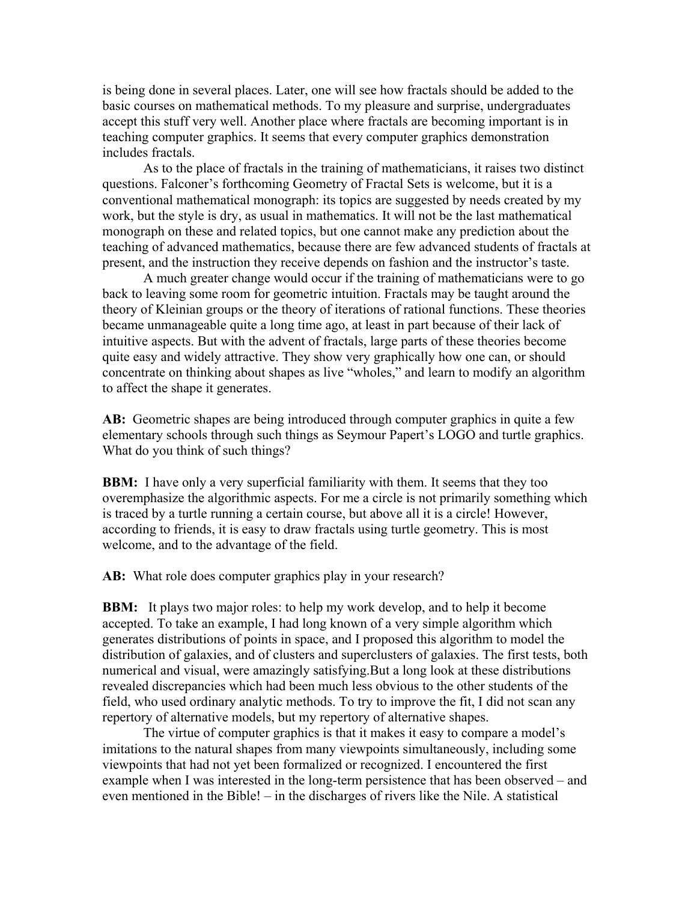is being done in several places. Later, one will see how fractals should be added to the basic courses on mathematical methods. To my pleasure and surprise, undergraduates accept this stuff very well. Another place where fractals are becoming important is in teaching computer graphics. It seems that every computer graphics demonstration includes fractals.

As to the place of fractals in the training of mathematicians, it raises two distinct questions. Falconer's forthcoming Geometry of Fractal Sets is welcome, but it is a conventional mathematical monograph: its topics are suggested by needs created by my work, but the style is dry, as usual in mathematics. It will not be the last mathematical monograph on these and related topics, but one cannot make any prediction about the teaching of advanced mathematics, because there are few advanced students of fractals at present, and the instruction they receive depends on fashion and the instructor's taste.

A much greater change would occur if the training of mathematicians were to go back to leaving some room for geometric intuition. Fractals may be taught around the theory of Kleinian groups or the theory of iterations of rational functions. These theories became unmanageable quite a long time ago, at least in part because of their lack of intuitive aspects. But with the advent of fractals, large parts of these theories become quite easy and widely attractive. They show very graphically how one can, or should concentrate on thinking about shapes as live "wholes," and learn to modify an algorithm to affect the shape it generates.

**AB:** Geometric shapes are being introduced through computer graphics in quite a few elementary schools through such things as Seymour Papert's LOGO and turtle graphics. What do you think of such things?

**BBM:** I have only a very superficial familiarity with them. It seems that they too overemphasize the algorithmic aspects. For me a circle is not primarily something which is traced by a turtle running a certain course, but above all it is a circle! However, according to friends, it is easy to draw fractals using turtle geometry. This is most welcome, and to the advantage of the field.

**AB:** What role does computer graphics play in your research?

**BBM:** It plays two major roles: to help my work develop, and to help it become accepted. To take an example, I had long known of a very simple algorithm which generates distributions of points in space, and I proposed this algorithm to model the distribution of galaxies, and of clusters and superclusters of galaxies. The first tests, both numerical and visual, were amazingly satisfying.But a long look at these distributions revealed discrepancies which had been much less obvious to the other students of the field, who used ordinary analytic methods. To try to improve the fit, I did not scan any repertory of alternative models, but my repertory of alternative shapes.

The virtue of computer graphics is that it makes it easy to compare a model's imitations to the natural shapes from many viewpoints simultaneously, including some viewpoints that had not yet been formalized or recognized. I encountered the first example when I was interested in the long-term persistence that has been observed – and even mentioned in the Bible! – in the discharges of rivers like the Nile. A statistical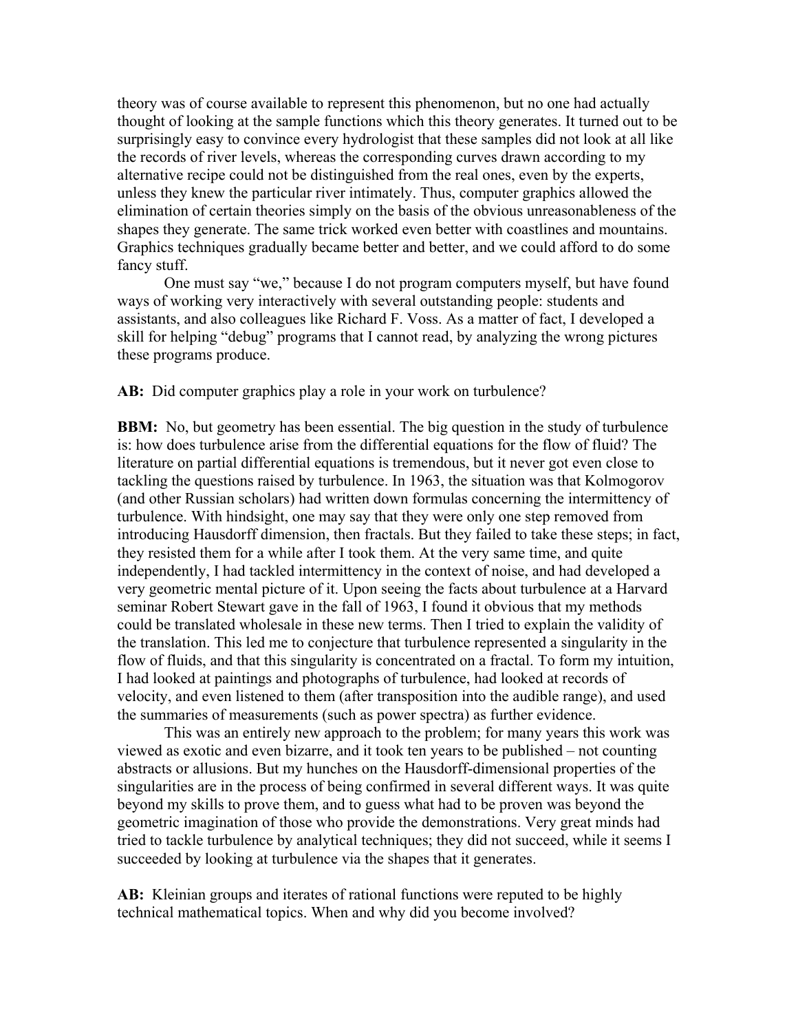theory was of course available to represent this phenomenon, but no one had actually thought of looking at the sample functions which this theory generates. It turned out to be surprisingly easy to convince every hydrologist that these samples did not look at all like the records of river levels, whereas the corresponding curves drawn according to my alternative recipe could not be distinguished from the real ones, even by the experts, unless they knew the particular river intimately. Thus, computer graphics allowed the elimination of certain theories simply on the basis of the obvious unreasonableness of the shapes they generate. The same trick worked even better with coastlines and mountains. Graphics techniques gradually became better and better, and we could afford to do some fancy stuff.

One must say "we," because I do not program computers myself, but have found ways of working very interactively with several outstanding people: students and assistants, and also colleagues like Richard F. Voss. As a matter of fact, I developed a skill for helping "debug" programs that I cannot read, by analyzing the wrong pictures these programs produce.

**AB:** Did computer graphics play a role in your work on turbulence?

**BBM:** No, but geometry has been essential. The big question in the study of turbulence is: how does turbulence arise from the differential equations for the flow of fluid? The literature on partial differential equations is tremendous, but it never got even close to tackling the questions raised by turbulence. In 1963, the situation was that Kolmogorov (and other Russian scholars) had written down formulas concerning the intermittency of turbulence. With hindsight, one may say that they were only one step removed from introducing Hausdorff dimension, then fractals. But they failed to take these steps; in fact, they resisted them for a while after I took them. At the very same time, and quite independently, I had tackled intermittency in the context of noise, and had developed a very geometric mental picture of it. Upon seeing the facts about turbulence at a Harvard seminar Robert Stewart gave in the fall of 1963, I found it obvious that my methods could be translated wholesale in these new terms. Then I tried to explain the validity of the translation. This led me to conjecture that turbulence represented a singularity in the flow of fluids, and that this singularity is concentrated on a fractal. To form my intuition, I had looked at paintings and photographs of turbulence, had looked at records of velocity, and even listened to them (after transposition into the audible range), and used the summaries of measurements (such as power spectra) as further evidence.

This was an entirely new approach to the problem; for many years this work was viewed as exotic and even bizarre, and it took ten years to be published – not counting abstracts or allusions. But my hunches on the Hausdorff-dimensional properties of the singularities are in the process of being confirmed in several different ways. It was quite beyond my skills to prove them, and to guess what had to be proven was beyond the geometric imagination of those who provide the demonstrations. Very great minds had tried to tackle turbulence by analytical techniques; they did not succeed, while it seems I succeeded by looking at turbulence via the shapes that it generates.

**AB:** Kleinian groups and iterates of rational functions were reputed to be highly technical mathematical topics. When and why did you become involved?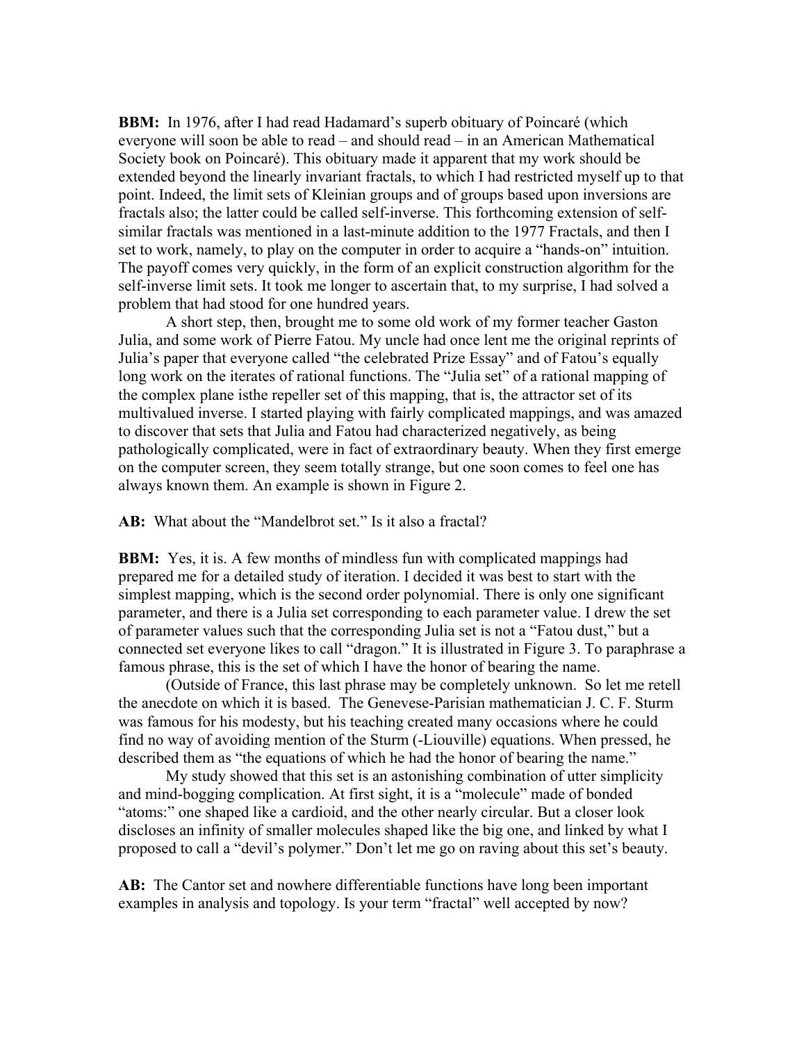**BBM:** In 1976, after I had read Hadamard's superb obituary of Poincaré (which everyone will soon be able to read – and should read – in an American Mathematical Society book on Poincaré). This obituary made it apparent that my work should be extended beyond the linearly invariant fractals, to which I had restricted myself up to that point. Indeed, the limit sets of Kleinian groups and of groups based upon inversions are fractals also; the latter could be called self-inverse. This forthcoming extension of self-similar fractals was mentioned in a last-minute addition to the 1977 Fractals, and then I set to work, namely, to play on the computer in order to acquire a "hands-on" intuition. The payoff comes very quickly, in the form of an explicit construction algorithm for the self-inverse limit sets. It took me longer to ascertain that, to my surprise, I had solved a problem that had stood for one hundred years.

A short step, then, brought me to some old work of my former teacher Gaston Julia, and some work of Pierre Fatou. My uncle had once lent me the original reprints of Julia's paper that everyone called "the celebrated Prize Essay" and of Fatou's equally long work on the iterates of rational functions. The "Julia set" of a rational mapping of the complex plane isthe repeller set of this mapping, that is, the attractor set of its multivalued inverse. I started playing with fairly complicated mappings, and was amazed to discover that sets that Julia and Fatou had characterized negatively, as being pathologically complicated, were in fact of extraordinary beauty. When they first emerge on the computer screen, they seem totally strange, but one soon comes to feel one has always known them. An example is shown in Figure 2.

**AB:** What about the "Mandelbrot set." Is it also a fractal?

**BBM:** Yes, it is. A few months of mindless fun with complicated mappings had prepared me for a detailed study of iteration. I decided it was best to start with the simplest mapping, which is the second order polynomial. There is only one significant parameter, and there is a Julia set corresponding to each parameter value. I drew the set of parameter values such that the corresponding Julia set is not a "Fatou dust," but a connected set everyone likes to call "dragon." It is illustrated in Figure 3. To paraphrase a famous phrase, this is the set of which I have the honor of bearing the name.

(Outside of France, this last phrase may be completely unknown. So let me retell the anecdote on which it is based. The Genevese-Parisian mathematician J. C. F. Sturm was famous for his modesty, but his teaching created many occasions where he could find no way of avoiding mention of the Sturm (-Liouville) equations. When pressed, he described them as "the equations of which he had the honor of bearing the name."

My study showed that this set is an astonishing combination of utter simplicity and mind-bogging complication. At first sight, it is a "molecule" made of bonded "atoms:" one shaped like a cardioid, and the other nearly circular. But a closer look discloses an infinity of smaller molecules shaped like the big one, and linked by what I proposed to call a "devil's polymer." Don't let me go on raving about this set's beauty.

**AB:** The Cantor set and nowhere differentiable functions have long been important examples in analysis and topology. Is your term "fractal" well accepted by now?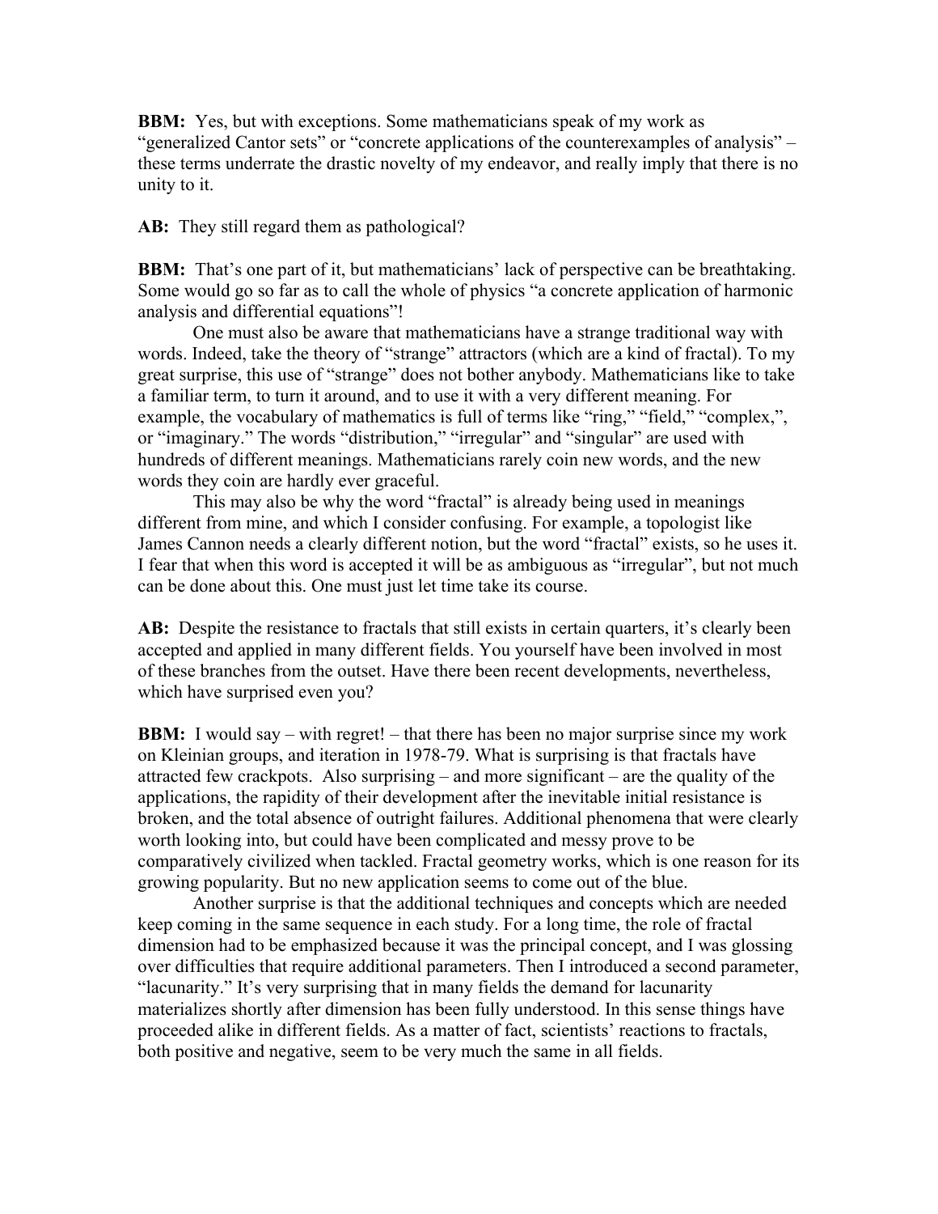**BBM:** Yes, but with exceptions. Some mathematicians speak of my work as "generalized Cantor sets" or "concrete applications of the counterexamples of analysis" – these terms underrate the drastic novelty of my endeavor, and really imply that there is no unity to it.

**AB:** They still regard them as pathological?

**BBM:** That's one part of it, but mathematicians' lack of perspective can be breathtaking. Some would go so far as to call the whole of physics "a concrete application of harmonic analysis and differential equations"!

One must also be aware that mathematicians have a strange traditional way with words. Indeed, take the theory of "strange" attractors (which are a kind of fractal). To my great surprise, this use of "strange" does not bother anybody. Mathematicians like to take a familiar term, to turn it around, and to use it with a very different meaning. For example, the vocabulary of mathematics is full of terms like "ring," "field," "complex,", or "imaginary." The words "distribution," "irregular" and "singular" are used with hundreds of different meanings. Mathematicians rarely coin new words, and the new words they coin are hardly ever graceful.

This may also be why the word "fractal" is already being used in meanings different from mine, and which I consider confusing. For example, a topologist like James Cannon needs a clearly different notion, but the word "fractal" exists, so he uses it. I fear that when this word is accepted it will be as ambiguous as "irregular", but not much can be done about this. One must just let time take its course.

**AB:** Despite the resistance to fractals that still exists in certain quarters, it's clearly been accepted and applied in many different fields. You yourself have been involved in most of these branches from the outset. Have there been recent developments, nevertheless, which have surprised even you?

**BBM:** I would say – with regret! – that there has been no major surprise since my work on Kleinian groups, and iteration in 1978-79. What is surprising is that fractals have attracted few crackpots. Also surprising – and more significant – are the quality of the applications, the rapidity of their development after the inevitable initial resistance is broken, and the total absence of outright failures. Additional phenomena that were clearly worth looking into, but could have been complicated and messy prove to be comparatively civilized when tackled. Fractal geometry works, which is one reason for its growing popularity. But no new application seems to come out of the blue.

Another surprise is that the additional techniques and concepts which are needed keep coming in the same sequence in each study. For a long time, the role of fractal dimension had to be emphasized because it was the principal concept, and I was glossing over difficulties that require additional parameters. Then I introduced a second parameter, "lacunarity." It's very surprising that in many fields the demand for lacunarity materializes shortly after dimension has been fully understood. In this sense things have proceeded alike in different fields. As a matter of fact, scientists' reactions to fractals, both positive and negative, seem to be very much the same in all fields.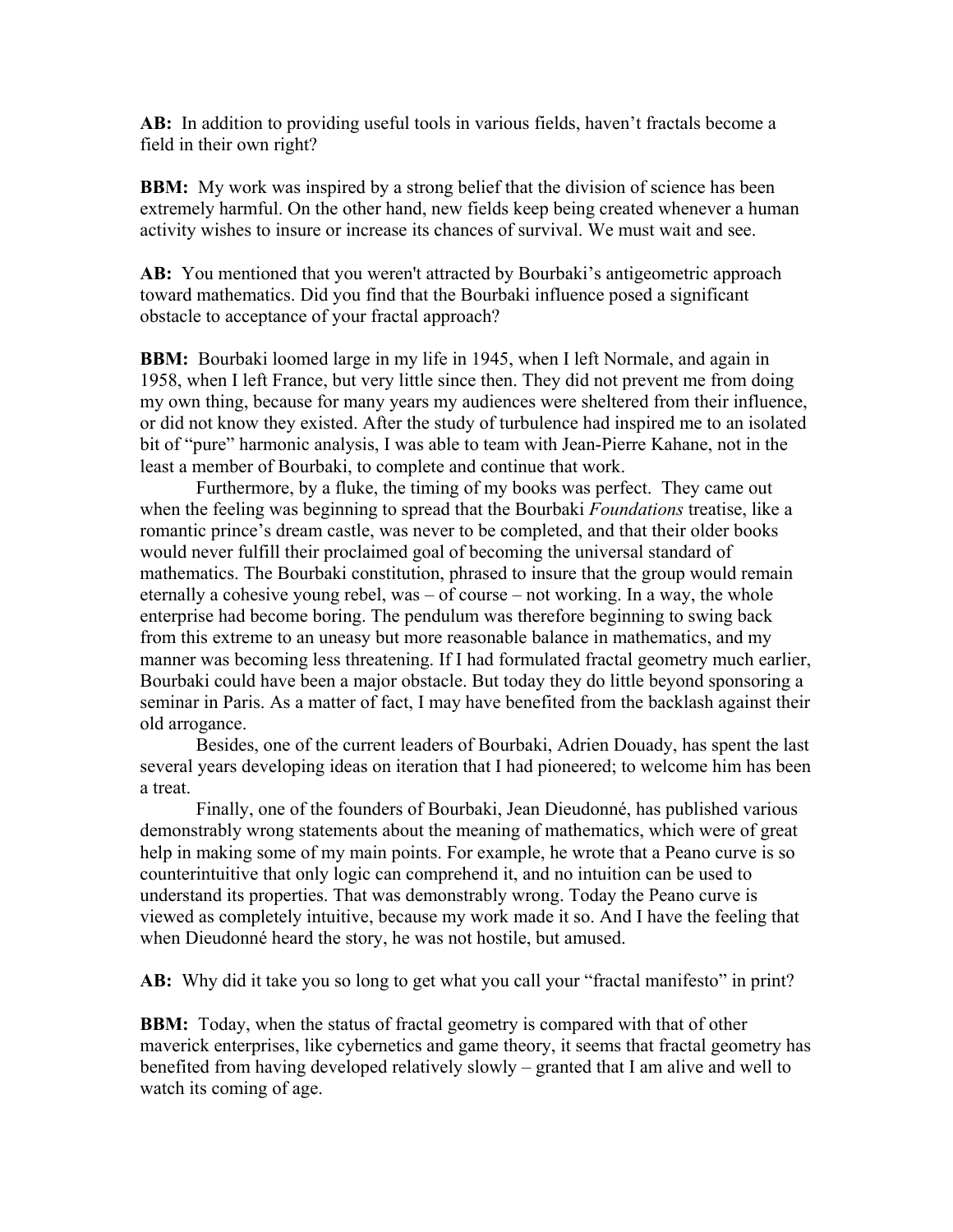**AB:** In addition to providing useful tools in various fields, haven't fractals become a field in their own right?

**BBM:** My work was inspired by a strong belief that the division of science has been extremely harmful. On the other hand, new fields keep being created whenever a human activity wishes to insure or increase its chances of survival. We must wait and see.

**AB:** You mentioned that you weren't attracted by Bourbaki's antigeometric approach toward mathematics. Did you find that the Bourbaki influence posed a significant obstacle to acceptance of your fractal approach?

**BBM:** Bourbaki loomed large in my life in 1945, when I left Normale, and again in 1958, when I left France, but very little since then. They did not prevent me from doing my own thing, because for many years my audiences were sheltered from their influence, or did not know they existed. After the study of turbulence had inspired me to an isolated bit of "pure" harmonic analysis, I was able to team with Jean-Pierre Kahane, not in the least a member of Bourbaki, to complete and continue that work.

Furthermore, by a fluke, the timing of my books was perfect. They came out when the feeling was beginning to spread that the Bourbaki *Foundations* treatise, like a romantic prince's dream castle, was never to be completed, and that their older books would never fulfill their proclaimed goal of becoming the universal standard of mathematics. The Bourbaki constitution, phrased to insure that the group would remain eternally a cohesive young rebel, was – of course – not working. In a way, the whole enterprise had become boring. The pendulum was therefore beginning to swing back from this extreme to an uneasy but more reasonable balance in mathematics, and my manner was becoming less threatening. If I had formulated fractal geometry much earlier, Bourbaki could have been a major obstacle. But today they do little beyond sponsoring a seminar in Paris. As a matter of fact, I may have benefited from the backlash against their old arrogance.

Besides, one of the current leaders of Bourbaki, Adrien Douady, has spent the last several years developing ideas on iteration that I had pioneered; to welcome him has been a treat.

Finally, one of the founders of Bourbaki, Jean Dieudonné, has published various demonstrably wrong statements about the meaning of mathematics, which were of great help in making some of my main points. For example, he wrote that a Peano curve is so counterintuitive that only logic can comprehend it, and no intuition can be used to understand its properties. That was demonstrably wrong. Today the Peano curve is viewed as completely intuitive, because my work made it so. And I have the feeling that when Dieudonné heard the story, he was not hostile, but amused.

**AB:** Why did it take you so long to get what you call your "fractal manifesto" in print?

**BBM:** Today, when the status of fractal geometry is compared with that of other maverick enterprises, like cybernetics and game theory, it seems that fractal geometry has benefited from having developed relatively slowly – granted that I am alive and well to watch its coming of age.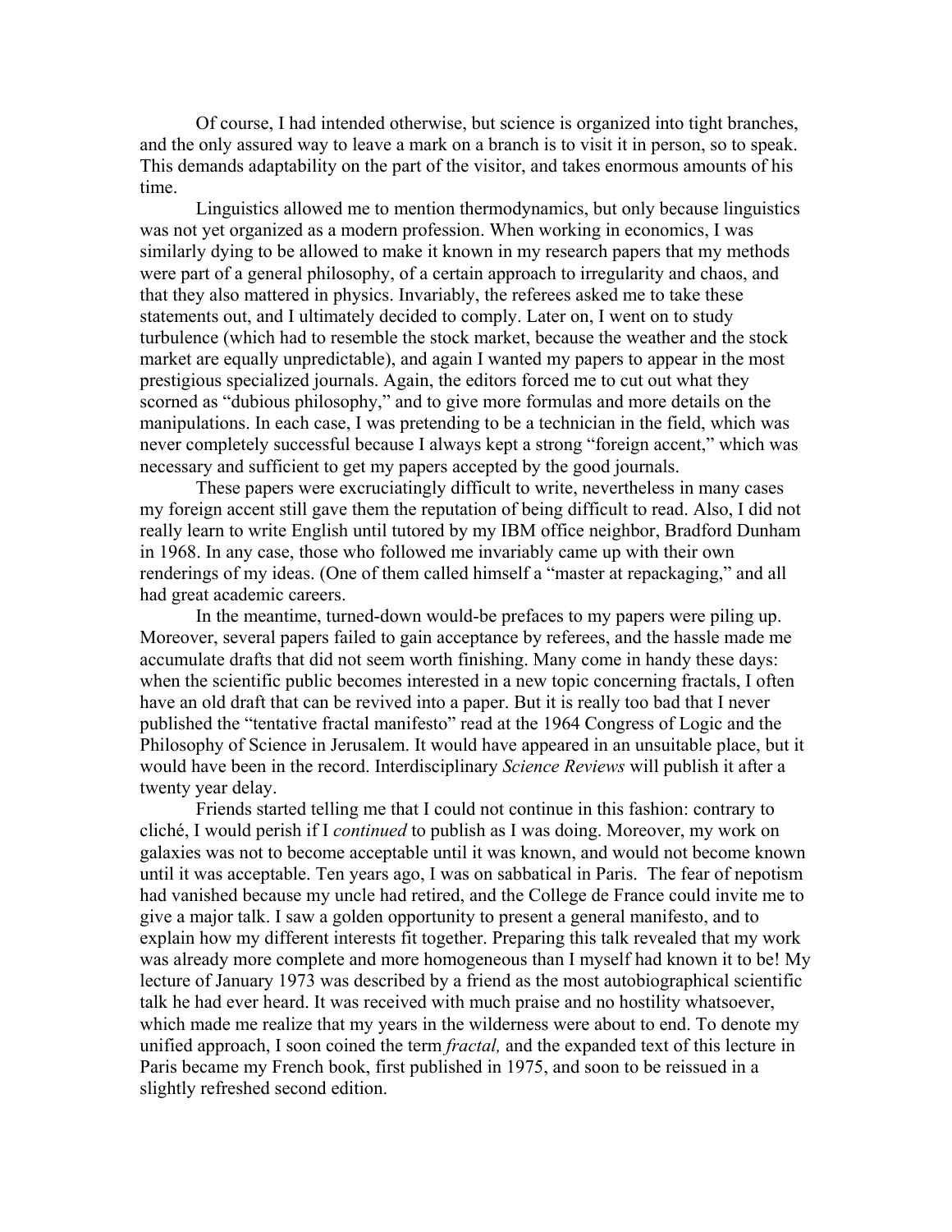Of course, I had intended otherwise, but science is organized into tight branches, and the only assured way to leave a mark on a branch is to visit it in person, so to speak. This demands adaptability on the part of the visitor, and takes enormous amounts of his time.

Linguistics allowed me to mention thermodynamics, but only because linguistics was not yet organized as a modern profession. When working in economics, I was similarly dying to be allowed to make it known in my research papers that my methods were part of a general philosophy, of a certain approach to irregularity and chaos, and that they also mattered in physics. Invariably, the referees asked me to take these statements out, and I ultimately decided to comply. Later on, I went on to study turbulence (which had to resemble the stock market, because the weather and the stock market are equally unpredictable), and again I wanted my papers to appear in the most prestigious specialized journals. Again, the editors forced me to cut out what they scorned as "dubious philosophy," and to give more formulas and more details on the manipulations. In each case, I was pretending to be a technician in the field, which was never completely successful because I always kept a strong "foreign accent," which was necessary and sufficient to get my papers accepted by the good journals.

These papers were excruciatingly difficult to write, nevertheless in many cases my foreign accent still gave them the reputation of being difficult to read. Also, I did not really learn to write English until tutored by my IBM office neighbor, Bradford Dunham in 1968. In any case, those who followed me invariably came up with their own renderings of my ideas. (One of them called himself a "master at repackaging," and all had great academic careers.

In the meantime, turned-down would-be prefaces to my papers were piling up. Moreover, several papers failed to gain acceptance by referees, and the hassle made me accumulate drafts that did not seem worth finishing. Many come in handy these days: when the scientific public becomes interested in a new topic concerning fractals, I often have an old draft that can be revived into a paper. But it is really too bad that I never published the "tentative fractal manifesto" read at the 1964 Congress of Logic and the Philosophy of Science in Jerusalem. It would have appeared in an unsuitable place, but it would have been in the record. Interdisciplinary *Science Reviews* will publish it after a twenty year delay.

Friends started telling me that I could not continue in this fashion: contrary to cliché, I would perish if I *continued* to publish as I was doing. Moreover, my work on galaxies was not to become acceptable until it was known, and would not become known until it was acceptable. Ten years ago, I was on sabbatical in Paris. The fear of nepotism had vanished because my uncle had retired, and the College de France could invite me to give a major talk. I saw a golden opportunity to present a general manifesto, and to explain how my different interests fit together. Preparing this talk revealed that my work was already more complete and more homogeneous than I myself had known it to be! My lecture of January 1973 was described by a friend as the most autobiographical scientific talk he had ever heard. It was received with much praise and no hostility whatsoever, which made me realize that my years in the wilderness were about to end. To denote my unified approach, I soon coined the term *fractal,* and the expanded text of this lecture in Paris became my French book, first published in 1975, and soon to be reissued in a slightly refreshed second edition.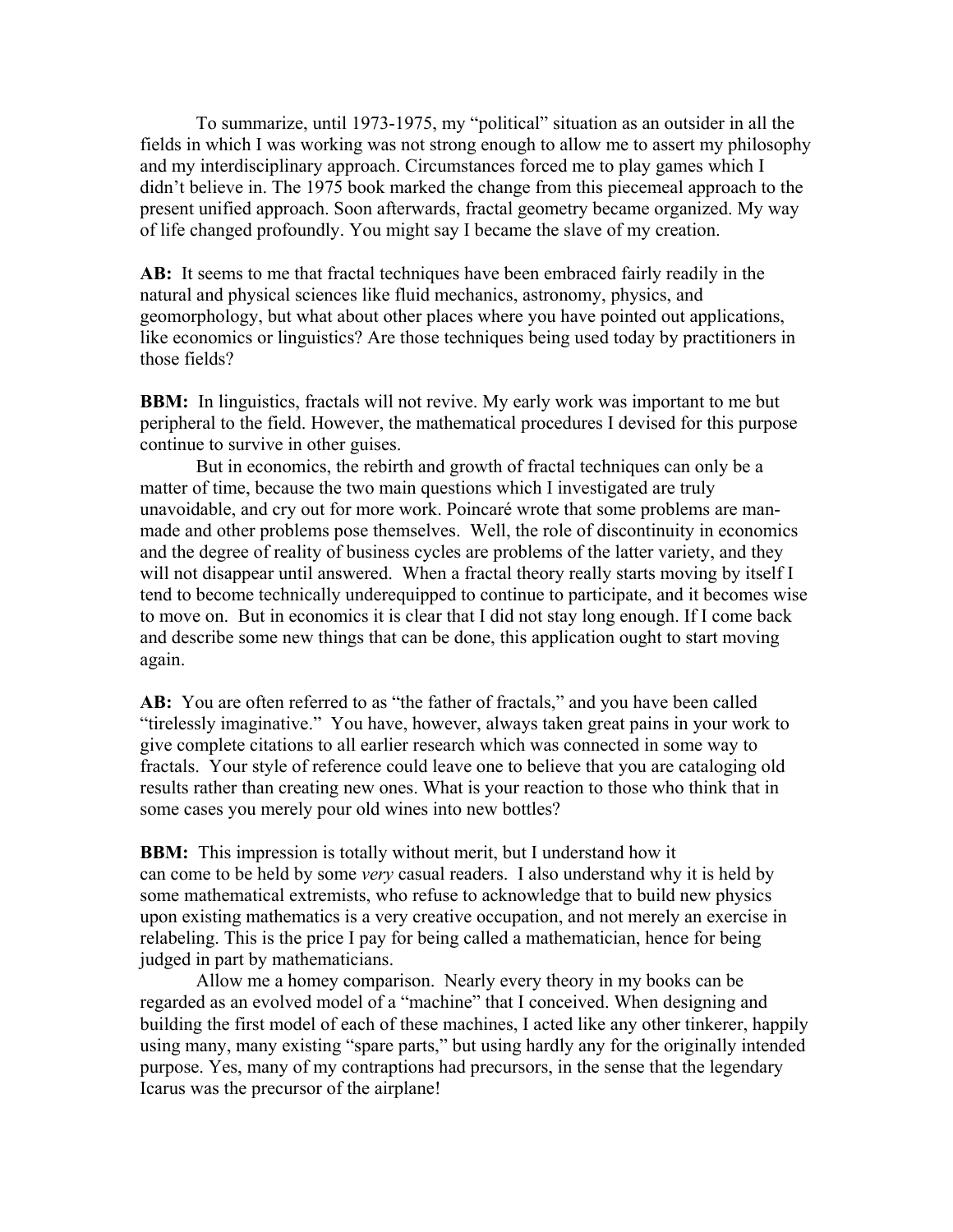To summarize, until 1973-1975, my "political" situation as an outsider in all the fields in which I was working was not strong enough to allow me to assert my philosophy and my interdisciplinary approach. Circumstances forced me to play games which I didn't believe in. The 1975 book marked the change from this piecemeal approach to the present unified approach. Soon afterwards, fractal geometry became organized. My way of life changed profoundly. You might say I became the slave of my creation.

**AB:** It seems to me that fractal techniques have been embraced fairly readily in the natural and physical sciences like fluid mechanics, astronomy, physics, and geomorphology, but what about other places where you have pointed out applications, like economics or linguistics? Are those techniques being used today by practitioners in those fields?

**BBM:** In linguistics, fractals will not revive. My early work was important to me but peripheral to the field. However, the mathematical procedures I devised for this purpose continue to survive in other guises.

But in economics, the rebirth and growth of fractal techniques can only be a matter of time, because the two main questions which I investigated are truly unavoidable, and cry out for more work. Poincaré wrote that some problems are man-made and other problems pose themselves. Well, the role of discontinuity in economics and the degree of reality of business cycles are problems of the latter variety, and they will not disappear until answered. When a fractal theory really starts moving by itself I tend to become technically underequipped to continue to participate, and it becomes wise to move on. But in economics it is clear that I did not stay long enough. If I come back and describe some new things that can be done, this application ought to start moving again.

**AB:** You are often referred to as "the father of fractals," and you have been called "tirelessly imaginative." You have, however, always taken great pains in your work to give complete citations to all earlier research which was connected in some way to fractals. Your style of reference could leave one to believe that you are cataloging old results rather than creating new ones. What is your reaction to those who think that in some cases you merely pour old wines into new bottles?

**BBM:** This impression is totally without merit, but I understand how it can come to be held by some *very* casual readers. I also understand why it is held by some mathematical extremists, who refuse to acknowledge that to build new physics upon existing mathematics is a very creative occupation, and not merely an exercise in relabeling. This is the price I pay for being called a mathematician, hence for being judged in part by mathematicians.

Allow me a homey comparison. Nearly every theory in my books can be regarded as an evolved model of a "machine" that I conceived. When designing and building the first model of each of these machines, I acted like any other tinkerer, happily using many, many existing "spare parts," but using hardly any for the originally intended purpose. Yes, many of my contraptions had precursors, in the sense that the legendary Icarus was the precursor of the airplane!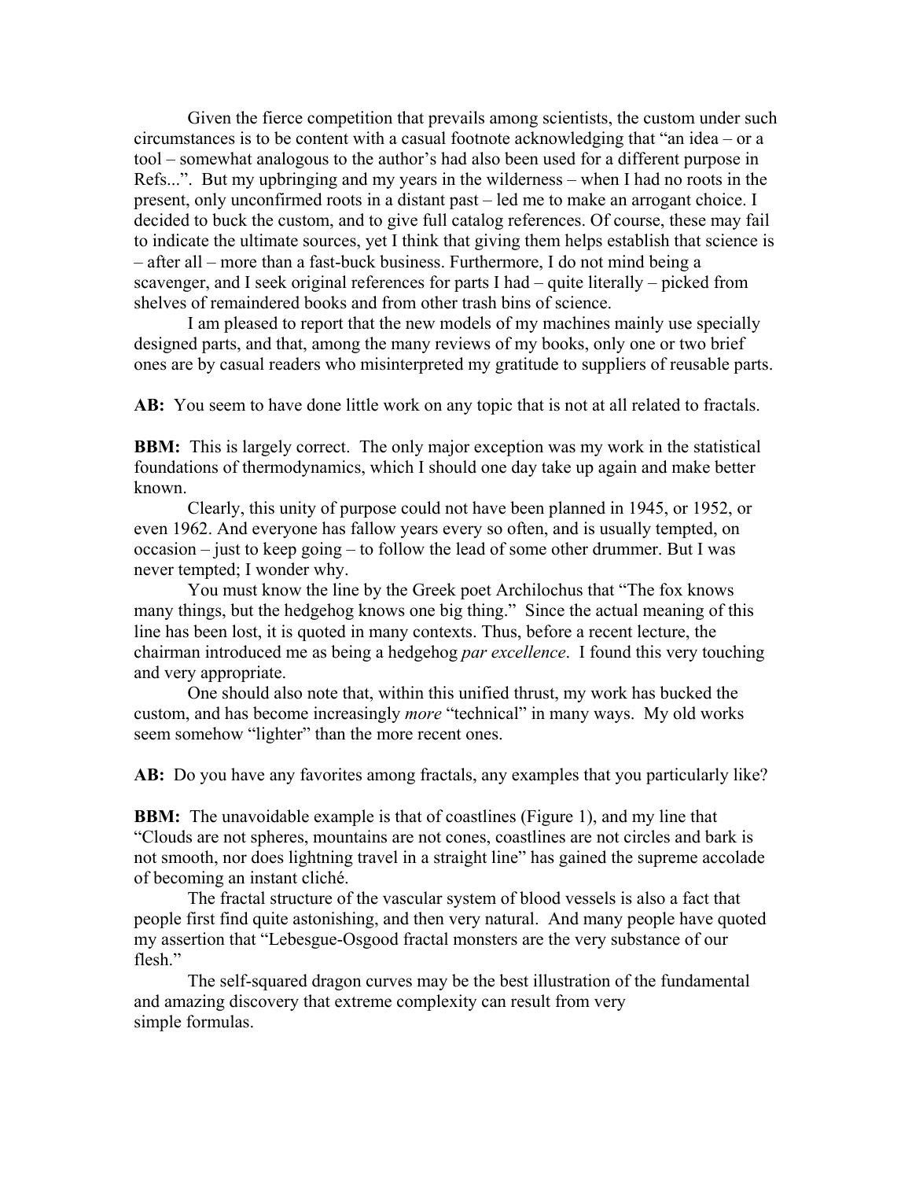Given the fierce competition that prevails among scientists, the custom under such circumstances is to be content with a casual footnote acknowledging that "an idea – or a tool – somewhat analogous to the author's had also been used for a different purpose in Refs...". But my upbringing and my years in the wilderness – when I had no roots in the present, only unconfirmed roots in a distant past – led me to make an arrogant choice. I decided to buck the custom, and to give full catalog references. Of course, these may fail to indicate the ultimate sources, yet I think that giving them helps establish that science is – after all – more than a fast-buck business. Furthermore, I do not mind being a scavenger, and I seek original references for parts I had – quite literally – picked from shelves of remaindered books and from other trash bins of science.

I am pleased to report that the new models of my machines mainly use specially designed parts, and that, among the many reviews of my books, only one or two brief ones are by casual readers who misinterpreted my gratitude to suppliers of reusable parts.

**AB:** You seem to have done little work on any topic that is not at all related to fractals.

**BBM:** This is largely correct. The only major exception was my work in the statistical foundations of thermodynamics, which I should one day take up again and make better known.

Clearly, this unity of purpose could not have been planned in 1945, or 1952, or even 1962. And everyone has fallow years every so often, and is usually tempted, on occasion – just to keep going – to follow the lead of some other drummer. But I was never tempted; I wonder why.

You must know the line by the Greek poet Archilochus that "The fox knows many things, but the hedgehog knows one big thing." Since the actual meaning of this line has been lost, it is quoted in many contexts. Thus, before a recent lecture, the chairman introduced me as being a hedgehog *par excellence*. I found this very touching and very appropriate.

One should also note that, within this unified thrust, my work has bucked the custom, and has become increasingly *more* "technical" in many ways. My old works seem somehow "lighter" than the more recent ones.

**AB:** Do you have any favorites among fractals, any examples that you particularly like?

**BBM:** The unavoidable example is that of coastlines (Figure 1), and my line that "Clouds are not spheres, mountains are not cones, coastlines are not circles and bark is not smooth, nor does lightning travel in a straight line" has gained the supreme accolade of becoming an instant cliché.

The fractal structure of the vascular system of blood vessels is also a fact that people first find quite astonishing, and then very natural. And many people have quoted my assertion that "Lebesgue-Osgood fractal monsters are the very substance of our flesh."

The self-squared dragon curves may be the best illustration of the fundamental and amazing discovery that extreme complexity can result from very simple formulas.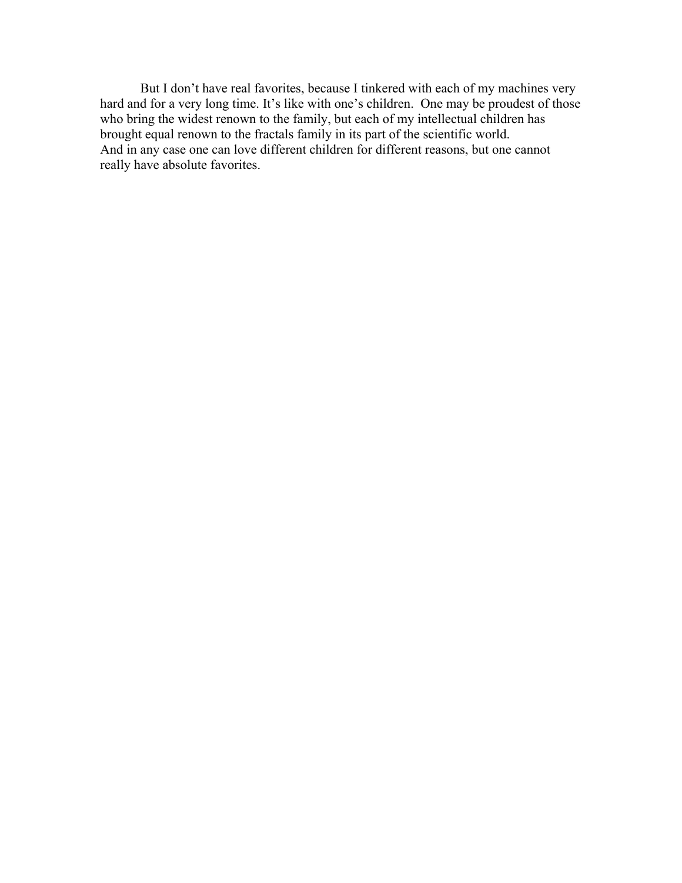But I don't have real favorites, because I tinkered with each of my machines very hard and for a very long time. It's like with one's children. One may be proudest of those who bring the widest renown to the family, but each of my intellectual children has brought equal renown to the fractals family in its part of the scientific world.
And in any case one can love different children for different reasons, but one cannot really have absolute favorites.